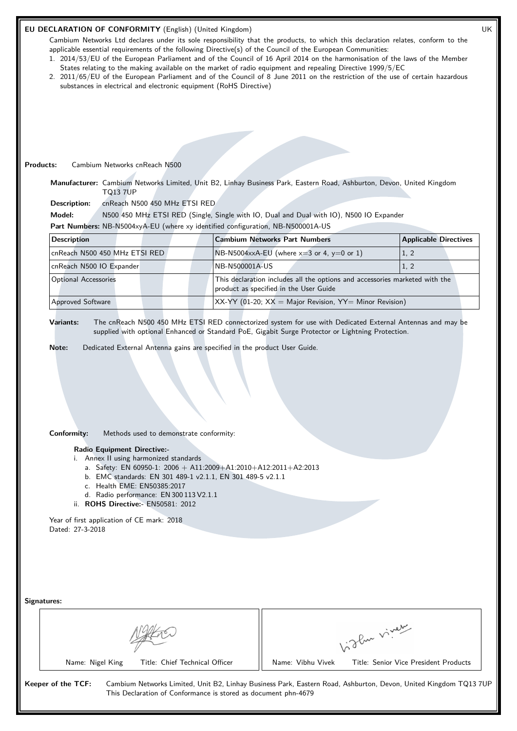# EU DECLARATION OF CONFORMITY (English) (United Kingdom)

UK

Cambium Networks Ltd declares under its sole responsibility that the products, to which this declaration relates, conform to the applicable essential requirements of the following Directive(s) of the Council of the European Communities:

1. 2014/53/EU of the European Parliament and of the Council of 16 April 2014 on the harmonisation of the laws of the Member States relating to the making available on the market of radio equipment and repealing Directive 1999/5/EC
2. 2011/65/EU of the European Parliament and of the Council of 8 June 2011 on the restriction of the use of certain hazardous substances in electrical and electronic equipment (RoHS Directive)

**Products:** Cambium Networks cnReach N500

**Manufacturer:** Cambium Networks Limited, Unit B2, Linhay Business Park, Eastern Road, Ashburton, Devon, United Kingdom TQ13 7UP

**Description:** cnReach N500 450 MHz ETSI RED

**Model:** N500 450 MHz ETSI RED (Single, Single with IO, Dual and Dual with IO), N500 IO Expander

**Part Numbers:** NB-N5004xyA-EU (where xy identified configuration, NB-N500001A-US

| Description | Cambium Networks Part Numbers | Applicable Directives |
|---|---|---|
| cnReach N500 450 MHz ETSI RED | NB-N5004xxA-EU (where x=3 or 4, y=0 or 1) | 1, 2 |
| cnReach N500 IO Expander | NB-N500001A-US | 1, 2 |
| Optional Accessories | This declaration includes all the options and accessories marketed with the product as specified in the User Guide | |
| Approved Software | XX-YY (01-20; XX = Major Revision, YY= Minor Revision) | |

**Variants:** The cnReach N500 450 MHz ETSI RED connectorized system for use with Dedicated External Antennas and may be supplied with optional Enhanced or Standard PoE, Gigabit Surge Protector or Lightning Protection.

**Note:** Dedicated External Antenna gains are specified in the product User Guide.

**Conformity:** Methods used to demonstrate conformity:

**Radio Equipment Directive:-**

i. Annex II using harmonized standards
   a. Safety: EN 60950-1: 2006 + A11:2009+A1:2010+A12:2011+A2:2013
   b. EMC standards: EN 301 489-1 v2.1.1, EN 301 489-5 v2.1.1
   c. Health EME: EN50385:2017
   d. Radio performance: EN 300 113 V2.1.1

ii. **ROHS Directive:-** EN50581: 2012

Year of first application of CE mark: 2018
Dated: 27-3-2018

**Signatures:**

| Name: Nigel King Title: Chief Technical Officer | Name: Vibhu Vivek Title: Senior Vice President Products |
|---|---|

**Keeper of the TCF:** Cambium Networks Limited, Unit B2, Linhay Business Park, Eastern Road, Ashburton, Devon, United Kingdom TQ13 7UP
This Declaration of Conformance is stored as document phn-4679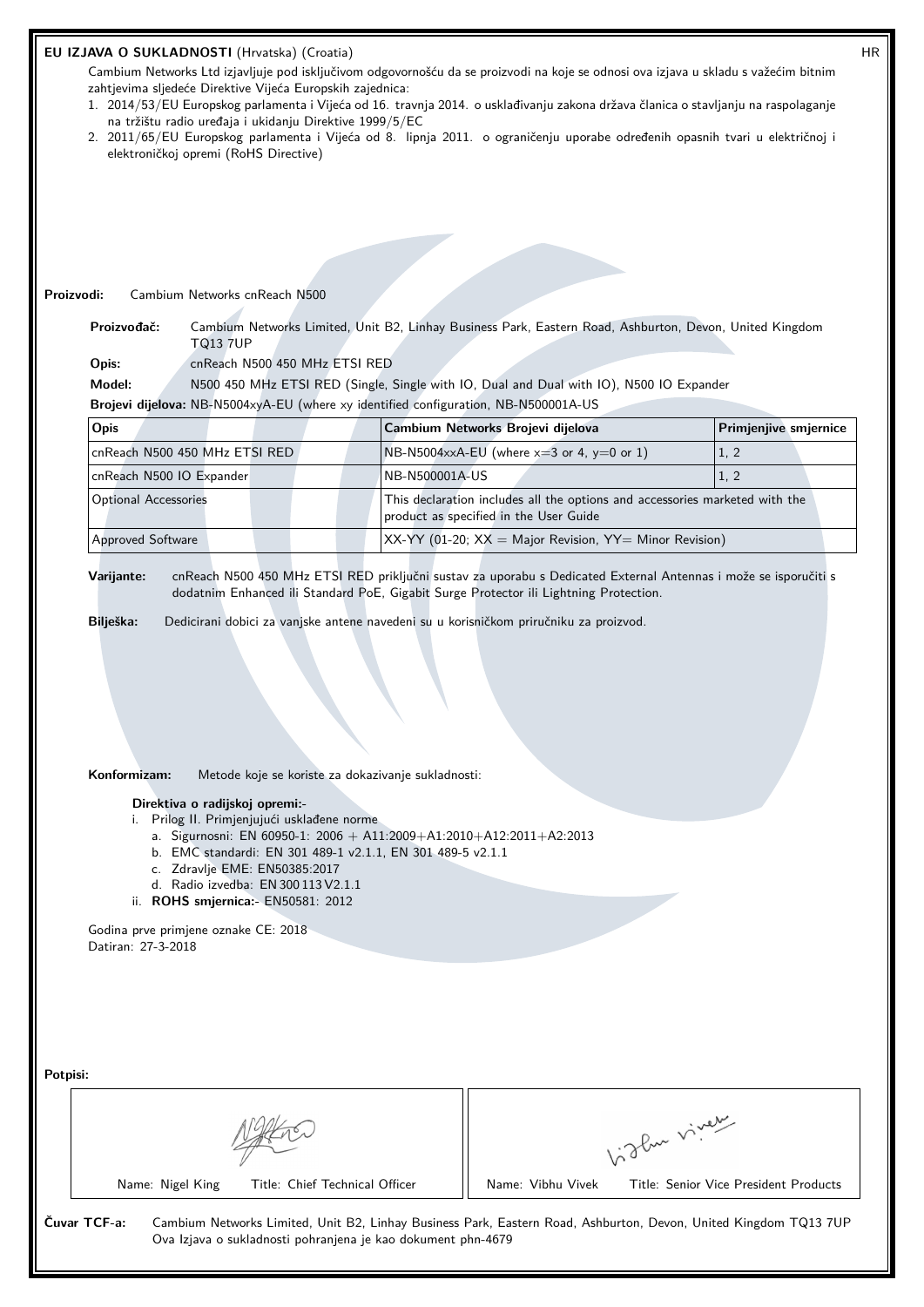**EU IZJAVA O SUKLADNOSTI** (Hrvatska) (Croatia) HR

Cambium Networks Ltd izjavljuje pod isključivom odgovornošću da se proizvodi na koje se odnosi ova izjava u skladu s važećim bitnim zahtjevima sljedeće Direktive Vijeća Europskih zajednica:

1. 2014/53/EU Europskog parlamenta i Vijeća od 16. travnja 2014. o usklađivanju zakona država članica o stavljanju na raspolaganje na tržištu radio uređaja i ukidanju Direktive 1999/5/EC
2. 2011/65/EU Europskog parlamenta i Vijeća od 8. lipnja 2011. o ograničenju uporabe određenih opasnih tvari u električnoj i elektroničkoj opremi (RoHS Directive)

**Proizvodi:** Cambium Networks cnReach N500

**Proizvođač:** Cambium Networks Limited, Unit B2, Linhay Business Park, Eastern Road, Ashburton, Devon, United Kingdom TQ13 7UP

**Opis:** cnReach N500 450 MHz ETSI RED

**Model:** N500 450 MHz ETSI RED (Single, Single with IO, Dual and Dual with IO), N500 IO Expander

**Brojevi dijelova:** NB-N5004xyA-EU (where xy identified configuration, NB-N500001A-US

| Opis | Cambium Networks Brojevi dijelova | Primjenjive smjernice |
|---|---|---|
| cnReach N500 450 MHz ETSI RED | NB-N5004xxA-EU (where x=3 or 4, y=0 or 1) | 1, 2 |
| cnReach N500 IO Expander | NB-N500001A-US | 1, 2 |
| Optional Accessories | This declaration includes all the options and accessories marketed with the product as specified in the User Guide | |
| Approved Software | XX-YY (01-20; XX = Major Revision, YY= Minor Revision) | |

**Varijante:** cnReach N500 450 MHz ETSI RED priključni sustav za uporabu s Dedicated External Antennas i može se isporučiti s dodatnim Enhanced ili Standard PoE, Gigabit Surge Protector ili Lightning Protection.

**Bilješka:** Dedicirani dobici za vanjske antene navedeni su u korisničkom priručniku za proizvod.

**Konformizam:** Metode koje se koriste za dokazivanje sukladnosti:

**Direktiva o radijskoj opremi:-**

i. Prilog II. Primjenjujući usklađene norme
   a. Sigurnosni: EN 60950-1: 2006 + A11:2009+A1:2010+A12:2011+A2:2013
   b. EMC standardi: EN 301 489-1 v2.1.1, EN 301 489-5 v2.1.1
   c. Zdravlje EME: EN50385:2017
   d. Radio izvedba: EN 300 113 V2.1.1

ii. **ROHS smjernica:-** EN50581: 2012

Godina prve primjene oznake CE: 2018
Datiran: 27-3-2018

**Potpisi:**

| Name: Nigel King Title: Chief Technical Officer | Name: Vibhu Vivek Title: Senior Vice President Products |
|---|---|

**Čuvar TCF-a:** Cambium Networks Limited, Unit B2, Linhay Business Park, Eastern Road, Ashburton, Devon, United Kingdom TQ13 7UP
Ova Izjava o sukladnosti pohranjena je kao dokument phn-4679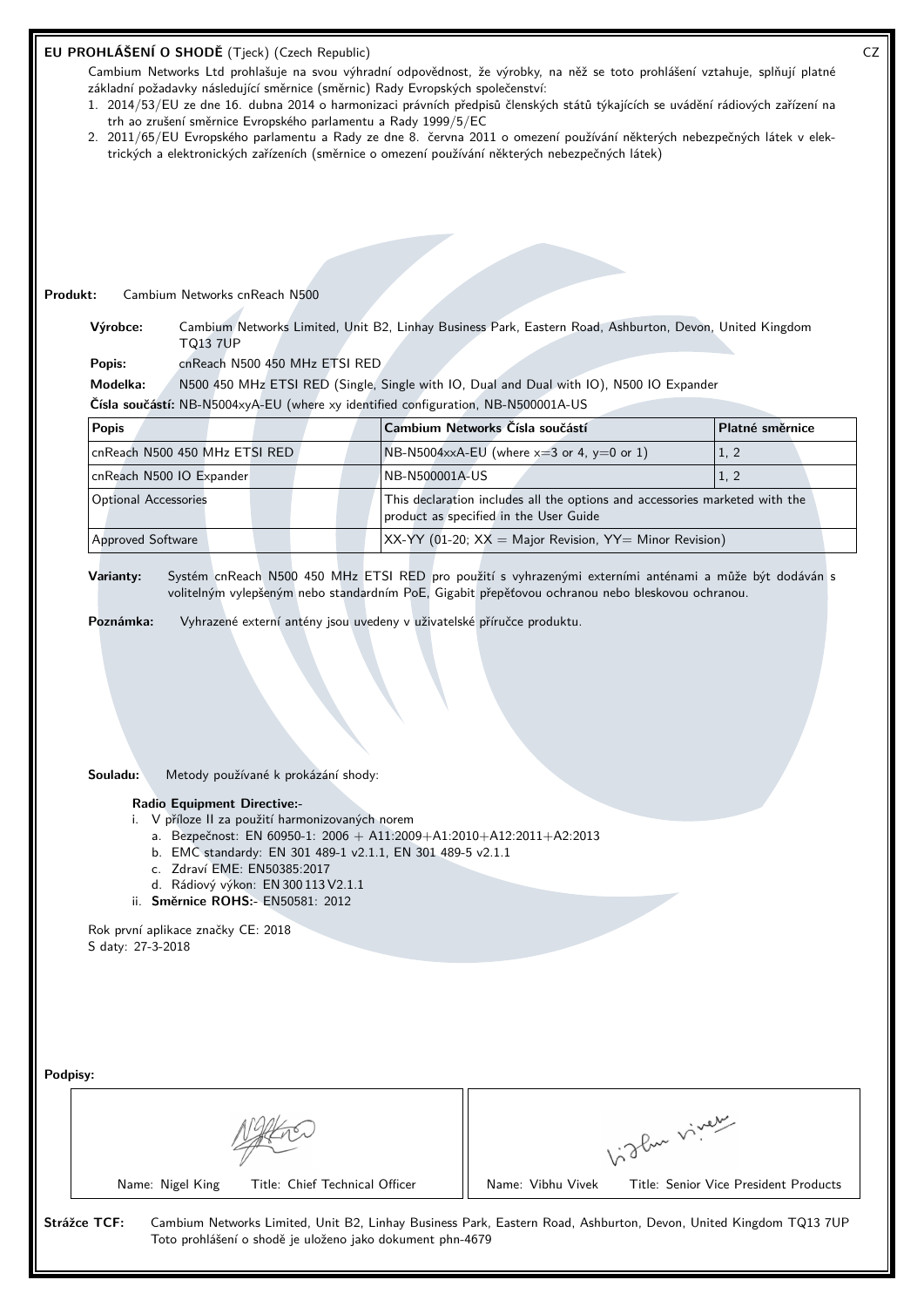**EU PROHLÁŠENÍ O SHODĚ** (Tjeck) (Czech Republic) CZ

Cambium Networks Ltd prohlašuje na svou výhradní odpovědnost, že výrobky, na něž se toto prohlášení vztahuje, splňují platné základní požadavky následující směrnice (směrnic) Rady Evropských společenství:

1. 2014/53/EU ze dne 16. dubna 2014 o harmonizaci právních předpisů členských států týkajících se uvádění rádiových zařízení na trh ao zrušení směrnice Evropského parlamentu a Rady 1999/5/EC
2. 2011/65/EU Evropského parlamentu a Rady ze dne 8. června 2011 o omezení používání některých nebezpečných látek v elektrických a elektronických zařízeních (směrnice o omezení používání některých nebezpečných látek)

**Produkt:** Cambium Networks cnReach N500

**Výrobce:** Cambium Networks Limited, Unit B2, Linhay Business Park, Eastern Road, Ashburton, Devon, United Kingdom TQ13 7UP

**Popis:** cnReach N500 450 MHz ETSI RED

**Modelka:** N500 450 MHz ETSI RED (Single, Single with IO, Dual and Dual with IO), N500 IO Expander

**Čísla součástí:** NB-N5004xyA-EU (where xy identified configuration, NB-N500001A-US

| Popis | Cambium Networks Čísla součástí | Platné směrnice |
|---|---|---|
| cnReach N500 450 MHz ETSI RED | NB-N5004xxA-EU (where x=3 or 4, y=0 or 1) | 1, 2 |
| cnReach N500 IO Expander | NB-N500001A-US | 1, 2 |
| Optional Accessories | This declaration includes all the options and accessories marketed with the product as specified in the User Guide | |
| Approved Software | XX-YY (01-20; XX = Major Revision, YY= Minor Revision) | |

**Varianty:** Systém cnReach N500 450 MHz ETSI RED pro použití s vyhrazenými externími anténami a může být dodáván s volitelným vylepšeným nebo standardním PoE, Gigabit přepěťovou ochranou nebo bleskovou ochranou.

**Poznámka:** Vyhrazené externí antény jsou uvedeny v uživatelské příručce produktu.

**Souladu:** Metody používané k prokázání shody:

**Radio Equipment Directive:-**

i. V příloze II za použití harmonizovaných norem
   a. Bezpečnost: EN 60950-1: 2006 + A11:2009+A1:2010+A12:2011+A2:2013
   b. EMC standardy: EN 301 489-1 v2.1.1, EN 301 489-5 v2.1.1
   c. Zdraví EME: EN50385:2017
   d. Rádiový výkon: EN 300 113 V2.1.1

ii. **Směrnice ROHS:-** EN50581: 2012

Rok první aplikace značky CE: 2018

S daty: 27-3-2018

**Podpisy:**

| Name: Nigel King Title: Chief Technical Officer | Name: Vibhu Vivek Title: Senior Vice President Products |
|---|---|

**Strážce TCF:** Cambium Networks Limited, Unit B2, Linhay Business Park, Eastern Road, Ashburton, Devon, United Kingdom TQ13 7UP

Toto prohlášení o shodě je uloženo jako dokument phn-4679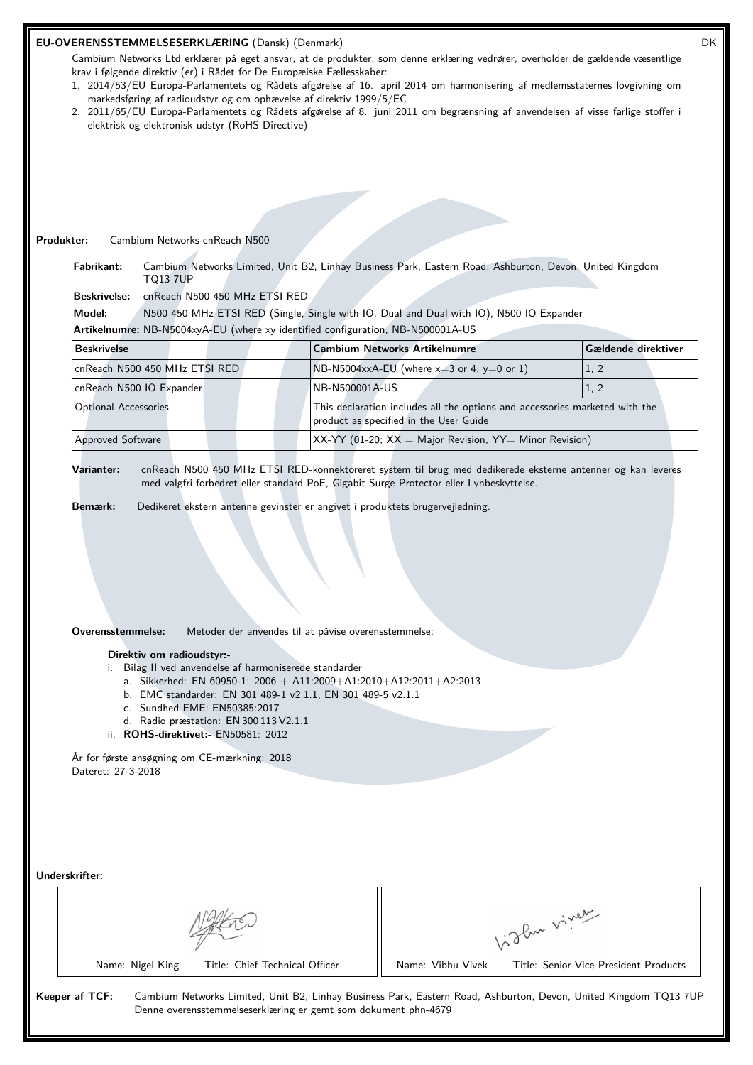# EU-OVERENSSTEMMELSESERKLÆRING (Dansk) (Denmark)

DK

Cambium Networks Ltd erklærer på eget ansvar, at de produkter, som denne erklæring vedrører, overholder de gældende væsentlige krav i følgende direktiv (er) i Rådet for De Europæiske Fællesskaber:

1. 2014/53/EU Europa-Parlamentets og Rådets afgørelse af 16. april 2014 om harmonisering af medlemsstaternes lovgivning om markedsføring af radioudstyr og om ophævelse af direktiv 1999/5/EC
2. 2011/65/EU Europa-Parlamentets og Rådets afgørelse af 8. juni 2011 om begrænsning af anvendelsen af visse farlige stoffer i elektrisk og elektronisk udstyr (RoHS Directive)

**Produkter:** Cambium Networks cnReach N500

**Fabrikant:** Cambium Networks Limited, Unit B2, Linhay Business Park, Eastern Road, Ashburton, Devon, United Kingdom TQ13 7UP

**Beskrivelse:** cnReach N500 450 MHz ETSI RED

**Model:** N500 450 MHz ETSI RED (Single, Single with IO, Dual and Dual with IO), N500 IO Expander

**Artikelnumre:** NB-N5004xyA-EU (where xy identified configuration, NB-N500001A-US

| Beskrivelse | Cambium Networks Artikelnumre | Gældende direktiver |
|---|---|---|
| cnReach N500 450 MHz ETSI RED | NB-N5004xxA-EU (where x=3 or 4, y=0 or 1) | 1, 2 |
| cnReach N500 IO Expander | NB-N500001A-US | 1, 2 |
| Optional Accessories | This declaration includes all the options and accessories marketed with the product as specified in the User Guide | |
| Approved Software | XX-YY (01-20; XX = Major Revision, YY= Minor Revision) | |

**Varianter:** cnReach N500 450 MHz ETSI RED-konnektoreret system til brug med dedikerede eksterne antenner og kan leveres med valgfri forbedret eller standard PoE, Gigabit Surge Protector eller Lynbeskyttelse.

**Bemærk:** Dedikeret ekstern antenne gevinster er angivet i produktets brugervejledning.

**Overensstemmelse:** Metoder der anvendes til at påvise overensstemmelse:

**Direktiv om radioudstyr:-**

i. Bilag II ved anvendelse af harmoniserede standarder
   a. Sikkerhed: EN 60950-1: 2006 + A11:2009+A1:2010+A12:2011+A2:2013
   b. EMC standarder: EN 301 489-1 v2.1.1, EN 301 489-5 v2.1.1
   c. Sundhed EME: EN50385:2017
   d. Radio præstation: EN 300 113 V2.1.1

ii. **ROHS-direktivet:-** EN50581: 2012

År for første ansøgning om CE-mærkning: 2018

Dateret: 27-3-2018

**Underskrifter:**

| Name: Nigel King Title: Chief Technical Officer | Name: Vibhu Vivek Title: Senior Vice President Products |
|---|---|

**Keeper af TCF:** Cambium Networks Limited, Unit B2, Linhay Business Park, Eastern Road, Ashburton, Devon, United Kingdom TQ13 7UP
Denne overensstemmelseserklæring er gemt som dokument phn-4679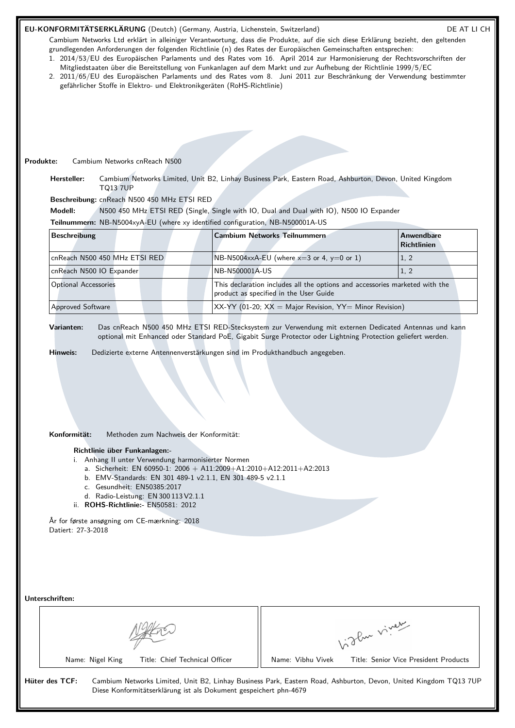**EU-KONFORMITÄTSERKLÄRUNG** (Deutch) (Germany, Austria, Lichenstein, Switzerland) DE AT LI CH

Cambium Networks Ltd erklärt in alleiniger Verantwortung, dass die Produkte, auf die sich diese Erklärung bezieht, den geltenden grundlegenden Anforderungen der folgenden Richtlinie (n) des Rates der Europäischen Gemeinschaften entsprechen:

1. 2014/53/EU des Europäischen Parlaments und des Rates vom 16. April 2014 zur Harmonisierung der Rechtsvorschriften der Mitgliedstaaten über die Bereitstellung von Funkanlagen auf dem Markt und zur Aufhebung der Richtlinie 1999/5/EC
2. 2011/65/EU des Europäischen Parlaments und des Rates vom 8. Juni 2011 zur Beschränkung der Verwendung bestimmter gefährlicher Stoffe in Elektro- und Elektronikgeräten (RoHS-Richtlinie)

**Produkte:** Cambium Networks cnReach N500

**Hersteller:** Cambium Networks Limited, Unit B2, Linhay Business Park, Eastern Road, Ashburton, Devon, United Kingdom TQ13 7UP

**Beschreibung:** cnReach N500 450 MHz ETSI RED

**Modell:** N500 450 MHz ETSI RED (Single, Single with IO, Dual and Dual with IO), N500 IO Expander

**Teilnummern:** NB-N5004xyA-EU (where xy identified configuration, NB-N500001A-US

| Beschreibung | Cambium Networks Teilnummern | Anwendbare Richtlinien |
|---|---|---|
| cnReach N500 450 MHz ETSI RED | NB-N5004xxA-EU (where x=3 or 4, y=0 or 1) | 1, 2 |
| cnReach N500 IO Expander | NB-N500001A-US | 1, 2 |
| Optional Accessories | This declaration includes all the options and accessories marketed with the product as specified in the User Guide | |
| Approved Software | XX-YY (01-20; XX = Major Revision, YY= Minor Revision) | |

**Varianten:** Das cnReach N500 450 MHz ETSI RED-Stecksystem zur Verwendung mit externen Dedicated Antennas und kann optional mit Enhanced oder Standard PoE, Gigabit Surge Protector oder Lightning Protection geliefert werden.

**Hinweis:** Dedizierte externe Antennenverstärkungen sind im Produkthandbuch angegeben.

**Konformität:** Methoden zum Nachweis der Konformität:

**Richtlinie über Funkanlagen:-**

i. Anhang II unter Verwendung harmonisierter Normen
   a. Sicherheit: EN 60950-1: 2006 + A11:2009+A1:2010+A12:2011+A2:2013
   b. EMV-Standards: EN 301 489-1 v2.1.1, EN 301 489-5 v2.1.1
   c. Gesundheit: EN50385:2017
   d. Radio-Leistung: EN 300 113 V2.1.1

ii. **ROHS-Richtlinie:-** EN50581: 2012

År for første ansøgning om CE-mærkning: 2018

Datiert: 27-3-2018

**Unterschriften:**

| Name: Nigel King Title: Chief Technical Officer | Name: Vibhu Vivek Title: Senior Vice President Products |
|---|---|

**Hüter des TCF:** Cambium Networks Limited, Unit B2, Linhay Business Park, Eastern Road, Ashburton, Devon, United Kingdom TQ13 7UP
Diese Konformitätserklärung ist als Dokument gespeichert phn-4679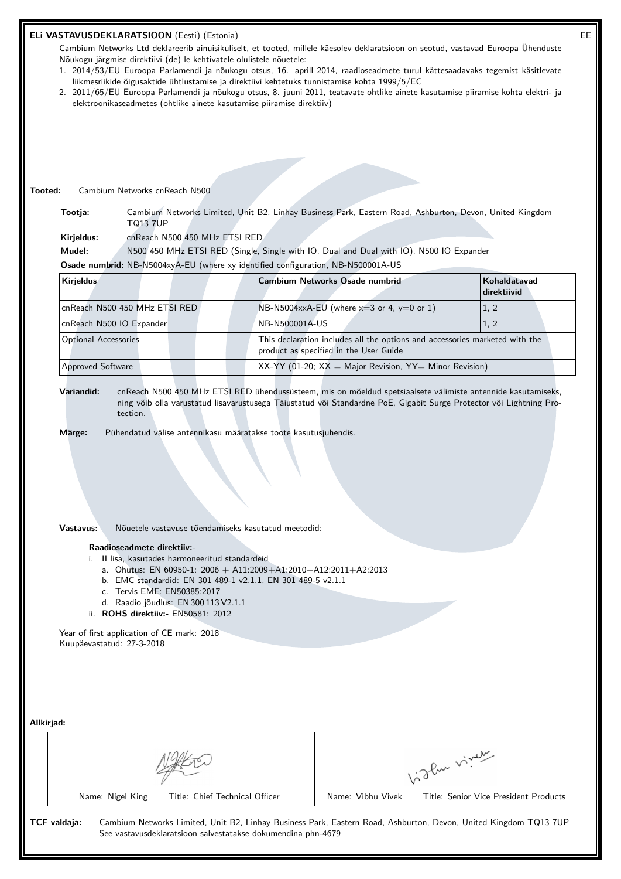## ELi VASTAVUSDEKLARATSIOON (Eesti) (Estonia)

EE

Cambium Networks Ltd deklareerib ainuisikuliselt, et tooted, millele käesolev deklaratsioon on seotud, vastavad Euroopa Ühenduste Nõukogu järgmise direktiivi (de) le kehtivatele olulistele nõuetele:

1. 2014/53/EU Euroopa Parlamendi ja nõukogu otsus, 16. aprill 2014, raadioseadmete turul kättesaadavaks tegemist käsitlevate liikmesriikide õigusaktide ühtlustamise ja direktiivi kehtetuks tunnistamise kohta 1999/5/EC
2. 2011/65/EU Euroopa Parlamendi ja nõukogu otsus, 8. juuni 2011, teatavate ohtlike ainete kasutamise piiramise kohta elektri- ja elektroonikaseadmetes (ohtlike ainete kasutamise piiramise direktiiv)

**Tooted:** Cambium Networks cnReach N500

**Tootja:** Cambium Networks Limited, Unit B2, Linhay Business Park, Eastern Road, Ashburton, Devon, United Kingdom TQ13 7UP

**Kirjeldus:** cnReach N500 450 MHz ETSI RED

**Mudel:** N500 450 MHz ETSI RED (Single, Single with IO, Dual and Dual with IO), N500 IO Expander

**Osade numbrid:** NB-N5004xyA-EU (where xy identified configuration, NB-N500001A-US

| Kirjeldus | Cambium Networks Osade numbrid | Kohaldatavad direktiivid |
|---|---|---|
| cnReach N500 450 MHz ETSI RED | NB-N5004xxA-EU (where x=3 or 4, y=0 or 1) | 1, 2 |
| cnReach N500 IO Expander | NB-N500001A-US | 1, 2 |
| Optional Accessories | This declaration includes all the options and accessories marketed with the product as specified in the User Guide | |
| Approved Software | XX-YY (01-20; XX = Major Revision, YY= Minor Revision) | |

**Variandid:** cnReach N500 450 MHz ETSI RED ühendussüsteem, mis on mõeldud spetsiaalsete välimiste antennide kasutamiseks, ning võib olla varustatud lisavarustusega Täiustatud või Standardne PoE, Gigabit Surge Protector või Lightning Protection.

**Märge:** Pühendatud välise antennikasu määratakse toote kasutusjuhendis.

**Vastavus:** Nõuetele vastavuse tõendamiseks kasutatud meetodid:

**Raadioseadmete direktiiv:-**

i. II lisa, kasutades harmoneeritud standardeid
   a. Ohutus: EN 60950-1: 2006 + A11:2009+A1:2010+A12:2011+A2:2013
   b. EMC standardid: EN 301 489-1 v2.1.1, EN 301 489-5 v2.1.1
   c. Tervis EME: EN50385:2017
   d. Raadio jõudlus: EN 300 113 V2.1.1

ii. **ROHS direktiiv:-** EN50581: 2012

Year of first application of CE mark: 2018
Kuupäevastatud: 27-3-2018

**Allkirjad:**

| Name: Nigel King Title: Chief Technical Officer | Name: Vibhu Vivek Title: Senior Vice President Products |
|---|---|

**TCF valdaja:** Cambium Networks Limited, Unit B2, Linhay Business Park, Eastern Road, Ashburton, Devon, United Kingdom TQ13 7UP
See vastavusdeklaratsioon salvestatakse dokumendina phn-4679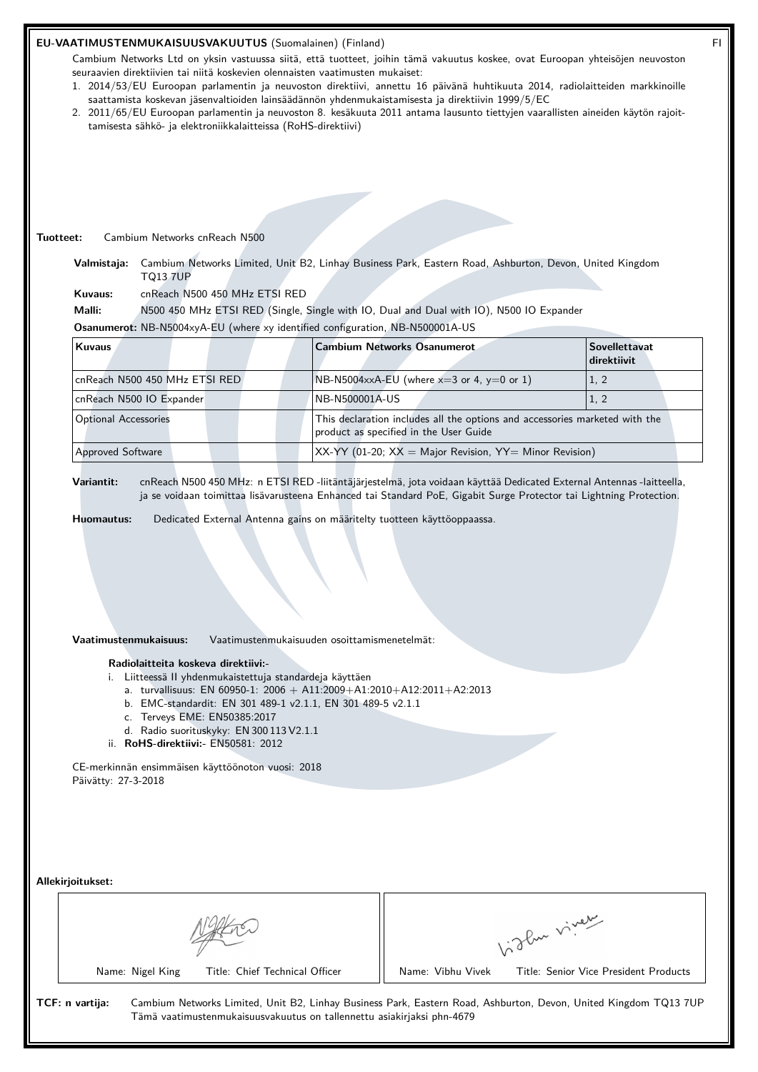**EU-VAATIMUSTENMUKAISUUSVAKUUTUS** (Suomalainen) (Finland)

Cambium Networks Ltd on yksin vastuussa siitä, että tuotteet, joihin tämä vakuutus koskee, ovat Euroopan yhteisöjen neuvoston seuraavien direktiivien tai niitä koskevien olennaisten vaatimusten mukaiset:

1. 2014/53/EU Euroopan parlamentin ja neuvoston direktiivi, annettu 16 päivänä huhtikuuta 2014, radiolaitteiden markkinoille saattamista koskevan jäsenvaltioiden lainsäädännön yhdenmukaistamisesta ja direktiivin 1999/5/EC
2. 2011/65/EU Euroopan parlamentin ja neuvoston 8. kesäkuuta 2011 antama lausunto tiettyjen vaarallisten aineiden käytön rajoittamisesta sähkö- ja elektroniikkalaitteissa (RoHS-direktiivi)

**Tuotteet:** Cambium Networks cnReach N500

**Valmistaja:** Cambium Networks Limited, Unit B2, Linhay Business Park, Eastern Road, Ashburton, Devon, United Kingdom TQ13 7UP

**Kuvaus:** cnReach N500 450 MHz ETSI RED

**Malli:** N500 450 MHz ETSI RED (Single, Single with IO, Dual and Dual with IO), N500 IO Expander

**Osanumerot:** NB-N5004xyA-EU (where xy identified configuration, NB-N500001A-US

| Kuvaus | Cambium Networks Osanumerot | Sovellettavat direktiivit |
|---|---|---|
| cnReach N500 450 MHz ETSI RED | NB-N5004xxA-EU (where x=3 or 4, y=0 or 1) | 1, 2 |
| cnReach N500 IO Expander | NB-N500001A-US | 1, 2 |
| Optional Accessories | This declaration includes all the options and accessories marketed with the product as specified in the User Guide | |
| Approved Software | XX-YY (01-20; XX = Major Revision, YY= Minor Revision) | |

**Variantit:** cnReach N500 450 MHz: n ETSI RED -liitäntäjärjestelmä, jota voidaan käyttää Dedicated External Antennas -laitteella, ja se voidaan toimittaa lisävarusteena Enhanced tai Standard PoE, Gigabit Surge Protector tai Lightning Protection.

**Huomautus:** Dedicated External Antenna gains on määritelty tuotteen käyttöoppaassa.

**Vaatimustenmukaisuus:** Vaatimustenmukaisuuden osoittamismenetelmät:

**Radiolaitteita koskeva direktiivi:-**

i. Liitteessä II yhdenmukaistettuja standardeja käyttäen
   a. turvallisuus: EN 60950-1: 2006 + A11:2009+A1:2010+A12:2011+A2:2013
   b. EMC-standardit: EN 301 489-1 v2.1.1, EN 301 489-5 v2.1.1
   c. Terveys EME: EN50385:2017
   d. Radio suorituskyky: EN 300 113 V2.1.1

ii. **RoHS-direktiivi:-** EN50581: 2012

CE-merkinnän ensimmäisen käyttöönoton vuosi: 2018

Päivätty: 27-3-2018

**Allekirjoitukset:**

| Name: Nigel King Title: Chief Technical Officer | Name: Vibhu Vivek Title: Senior Vice President Products |
|---|---|

**TCF: n vartija:** Cambium Networks Limited, Unit B2, Linhay Business Park, Eastern Road, Ashburton, Devon, United Kingdom TQ13 7UP
Tämä vaatimustenmukaisuusvakuutus on tallennettu asiakirjaksi phn-4679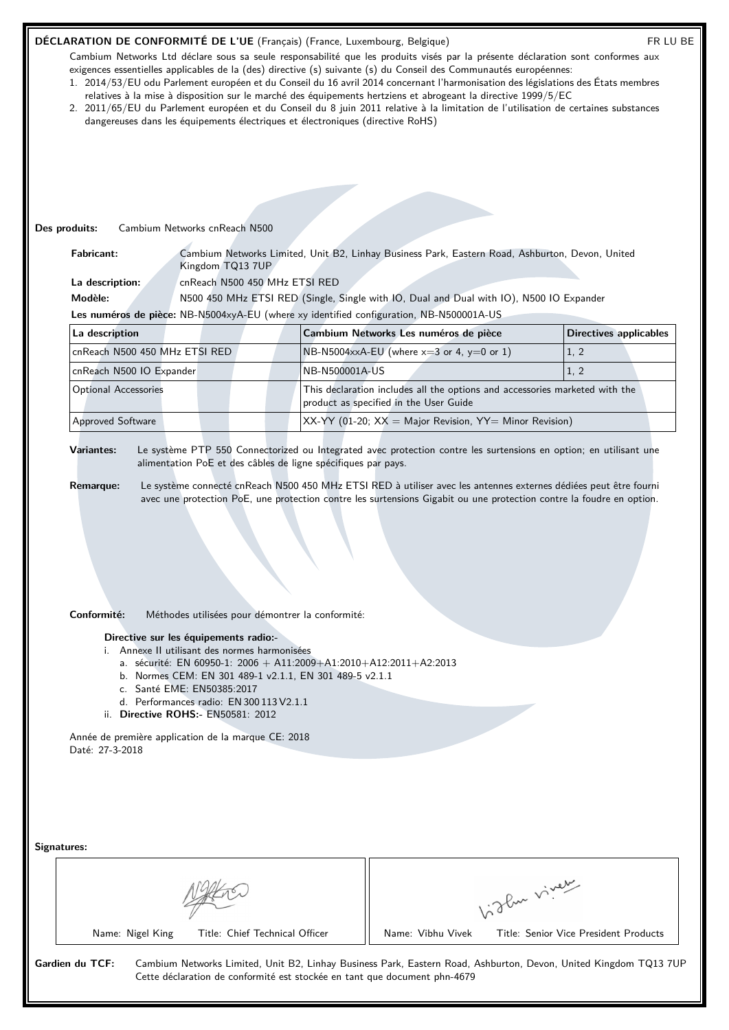## DÉCLARATION DE CONFORMITÉ DE L'UE (Français) (France, Luxembourg, Belgique)

FR LU BE

Cambium Networks Ltd déclare sous sa seule responsabilité que les produits visés par la présente déclaration sont conformes aux exigences essentielles applicables de la (des) directive (s) suivante (s) du Conseil des Communautés européennes:

1. 2014/53/EU odu Parlement européen et du Conseil du 16 avril 2014 concernant l'harmonisation des législations des États membres relatives à la mise à disposition sur le marché des équipements hertziens et abrogeant la directive 1999/5/EC
2. 2011/65/EU du Parlement européen et du Conseil du 8 juin 2011 relative à la limitation de l'utilisation de certaines substances dangereuses dans les équipements électriques et électroniques (directive RoHS)

**Des produits:** Cambium Networks cnReach N500

**Fabricant:** Cambium Networks Limited, Unit B2, Linhay Business Park, Eastern Road, Ashburton, Devon, United Kingdom TQ13 7UP

**La description:** cnReach N500 450 MHz ETSI RED

**Modèle:** N500 450 MHz ETSI RED (Single, Single with IO, Dual and Dual with IO), N500 IO Expander

**Les numéros de pièce:** NB-N5004xyA-EU (where xy identified configuration, NB-N500001A-US

| La description | Cambium Networks Les numéros de pièce | Directives applicables |
|---|---|---|
| cnReach N500 450 MHz ETSI RED | NB-N5004xxA-EU (where x=3 or 4, y=0 or 1) | 1, 2 |
| cnReach N500 IO Expander | NB-N500001A-US | 1, 2 |
| Optional Accessories | This declaration includes all the options and accessories marketed with the product as specified in the User Guide | |
| Approved Software | XX-YY (01-20; XX = Major Revision, YY= Minor Revision) | |

**Variantes:** Le système PTP 550 Connectorized ou Integrated avec protection contre les surtensions en option; en utilisant une alimentation PoE et des câbles de ligne spécifiques par pays.

**Remarque:** Le système connecté cnReach N500 450 MHz ETSI RED à utiliser avec les antennes externes dédiées peut être fourni avec une protection PoE, une protection contre les surtensions Gigabit ou une protection contre la foudre en option.

**Conformité:** Méthodes utilisées pour démontrer la conformité:

**Directive sur les équipements radio:-**

i. Annexe II utilisant des normes harmonisées
   a. sécurité: EN 60950-1: 2006 + A11:2009+A1:2010+A12:2011+A2:2013
   b. Normes CEM: EN 301 489-1 v2.1.1, EN 301 489-5 v2.1.1
   c. Santé EME: EN50385:2017
   d. Performances radio: EN 300 113 V2.1.1

ii. **Directive ROHS:-** EN50581: 2012

Année de première application de la marque CE: 2018

Daté: 27-3-2018

**Signatures:**

| Name: Nigel King Title: Chief Technical Officer | Name: Vibhu Vivek Title: Senior Vice President Products |
|---|---|

**Gardien du TCF:** Cambium Networks Limited, Unit B2, Linhay Business Park, Eastern Road, Ashburton, Devon, United Kingdom TQ13 7UP
Cette déclaration de conformité est stockée en tant que document phn-4679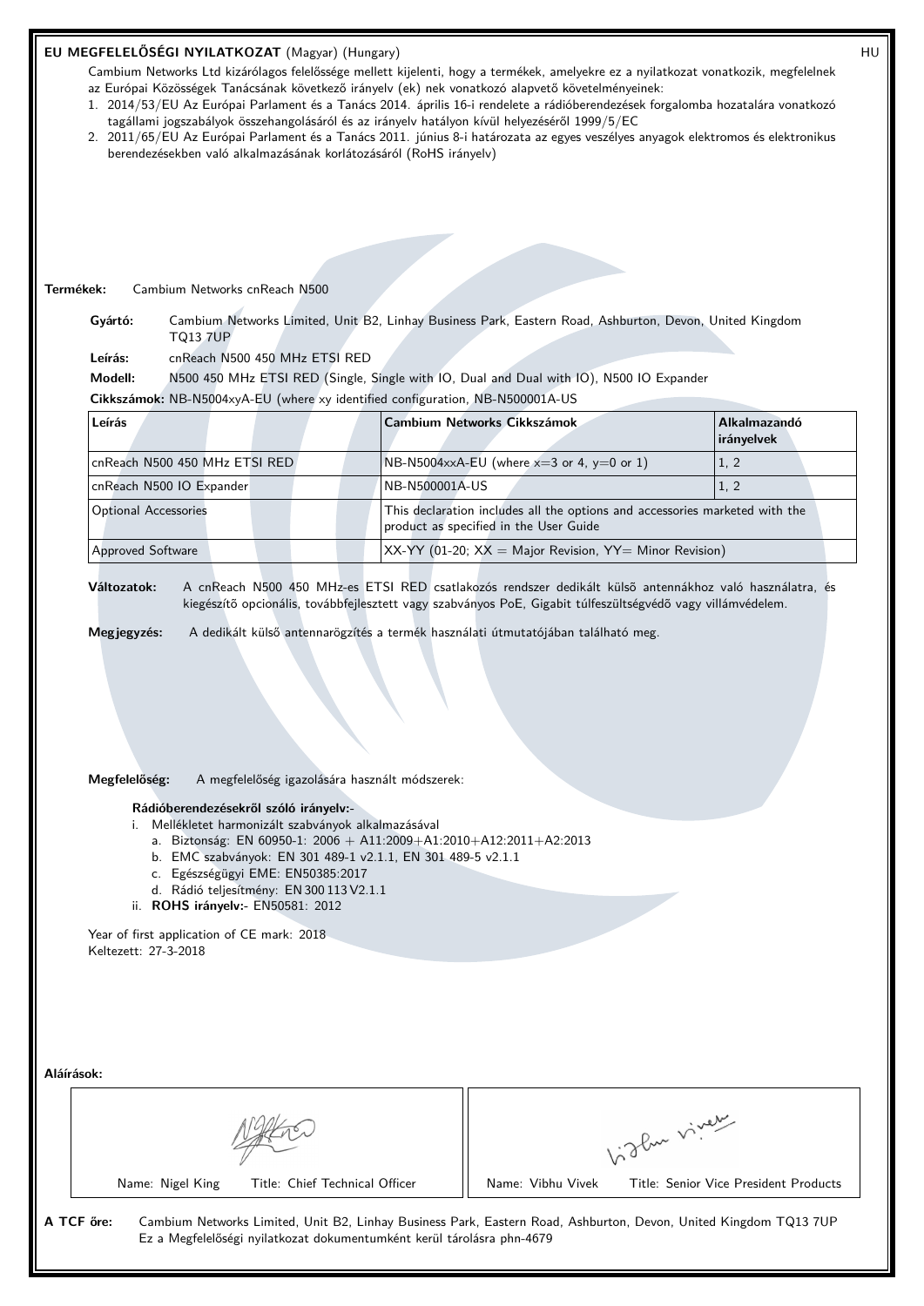## EU MEGFELELŐSÉGI NYILATKOZAT (Magyar) (Hungary)

HU

Cambium Networks Ltd kizárólagos felelőssége mellett kijelenti, hogy a termékek, amelyekre ez a nyilatkozat vonatkozik, megfelelnek az Európai Közösségek Tanácsának következő irányelv (ek) nek vonatkozó alapvető követelményeinek:

1. 2014/53/EU Az Európai Parlament és a Tanács 2014. április 16-i rendelete a rádióberendezések forgalomba hozatalára vonatkozó tagállami jogszabályok összehangolásáról és az irányelv hatályon kívül helyezéséről 1999/5/EC
2. 2011/65/EU Az Európai Parlament és a Tanács 2011. június 8-i határozata az egyes veszélyes anyagok elektromos és elektronikus berendezésekben való alkalmazásának korlátozásáról (RoHS irányelv)

**Termékek:** Cambium Networks cnReach N500

**Gyártó:** Cambium Networks Limited, Unit B2, Linhay Business Park, Eastern Road, Ashburton, Devon, United Kingdom TQ13 7UP

**Leírás:** cnReach N500 450 MHz ETSI RED

**Modell:** N500 450 MHz ETSI RED (Single, Single with IO, Dual and Dual with IO), N500 IO Expander

**Cikkszámok:** NB-N5004xyA-EU (where xy identified configuration, NB-N500001A-US

| Leírás | Cambium Networks Cikkszámok | Alkalmazandó irányelvek |
|---|---|---|
| cnReach N500 450 MHz ETSI RED | NB-N5004xxA-EU (where x=3 or 4, y=0 or 1) | 1, 2 |
| cnReach N500 IO Expander | NB-N500001A-US | 1, 2 |
| Optional Accessories | This declaration includes all the options and accessories marketed with the product as specified in the User Guide | |
| Approved Software | XX-YY (01-20; XX = Major Revision, YY= Minor Revision) | |

**Változatok:** A cnReach N500 450 MHz-es ETSI RED csatlakozós rendszer dedikált külső antennákhoz való használatra, és kiegészítő opcionális, továbbfejlesztett vagy szabványos PoE, Gigabit túlfeszültségvédő vagy villámvédelem.

**Megjegyzés:** A dedikált külső antennarögzítés a termék használati útmutatójában található meg.

**Megfelelőség:** A megfelelőség igazolására használt módszerek:

**Rádióberendezésekről szóló irányelv:-**

i. Mellékletet harmonizált szabványok alkalmazásával
   a. Biztonság: EN 60950-1: 2006 + A11:2009+A1:2010+A12:2011+A2:2013
   b. EMC szabványok: EN 301 489-1 v2.1.1, EN 301 489-5 v2.1.1
   c. Egészségügyi EME: EN50385:2017
   d. Rádió teljesítmény: EN 300 113 V2.1.1

ii. **ROHS irányelv:-** EN50581: 2012

Year of first application of CE mark: 2018

Keltezett: 27-3-2018

**Aláírások:**

| Name: Nigel King Title: Chief Technical Officer | Name: Vibhu Vivek Title: Senior Vice President Products |
|---|---|

**A TCF őre:** Cambium Networks Limited, Unit B2, Linhay Business Park, Eastern Road, Ashburton, Devon, United Kingdom TQ13 7UP
Ez a Megfelelőségi nyilatkozat dokumentumként kerül tárolásra phn-4679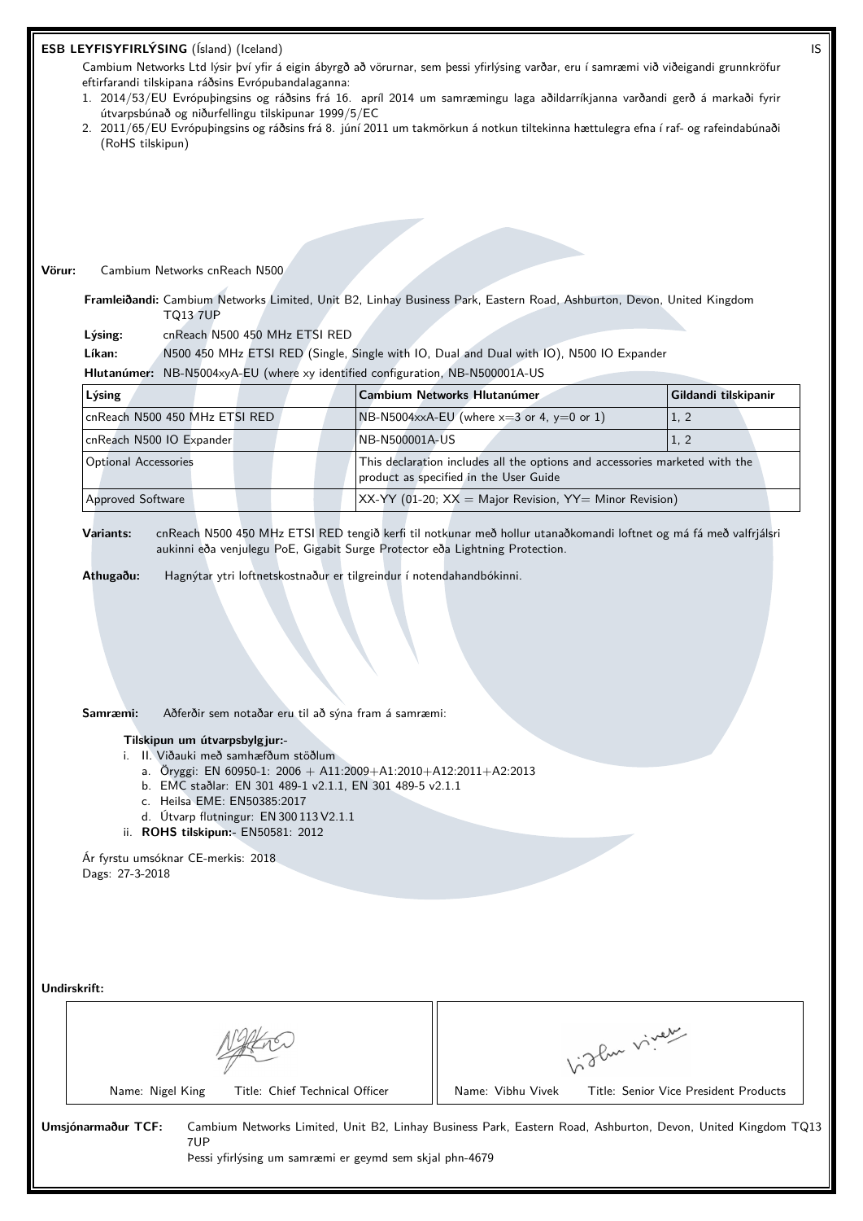**ESB LEYFISYFIRLÝSING** (Ísland) (Iceland) IS

Cambium Networks Ltd lýsir því yfir á eigin ábyrgð að vörurnar, sem þessi yfirlýsing varðar, eru í samræmi við viðeigandi grunnkröfur eftirfarandi tilskipana ráðsins Evrópubandalaganna:

1. 2014/53/EU Evrópuþingsins og ráðsins frá 16. apríl 2014 um samræmingu laga aðildarríkjanna varðandi gerð á markaði fyrir útvarpsbúnað og niðurfellingu tilskipunar 1999/5/EC
2. 2011/65/EU Evrópuþingsins og ráðsins frá 8. júní 2011 um takmörkun á notkun tiltekinna hættulegra efna í raf- og rafeindabúnaði (RoHS tilskipun)

**Vörur:** Cambium Networks cnReach N500

**Framleiðandi:** Cambium Networks Limited, Unit B2, Linhay Business Park, Eastern Road, Ashburton, Devon, United Kingdom TQ13 7UP

**Lýsing:** cnReach N500 450 MHz ETSI RED

**Líkan:** N500 450 MHz ETSI RED (Single, Single with IO, Dual and Dual with IO), N500 IO Expander

**Hlutanúmer:** NB-N5004xyA-EU (where xy identified configuration, NB-N500001A-US

| Lýsing | Cambium Networks Hlutanúmer | Gildandi tilskipanir |
|---|---|---|
| cnReach N500 450 MHz ETSI RED | NB-N5004xxA-EU (where x=3 or 4, y=0 or 1) | 1, 2 |
| cnReach N500 IO Expander | NB-N500001A-US | 1, 2 |
| Optional Accessories | This declaration includes all the options and accessories marketed with the product as specified in the User Guide | |
| Approved Software | XX-YY (01-20; XX = Major Revision, YY= Minor Revision) | |

**Variants:** cnReach N500 450 MHz ETSI RED tengið kerfi til notkunar með hollur utanaðkomandi loftnet og má fá með valfrjálsri aukinni eða venjulegu PoE, Gigabit Surge Protector eða Lightning Protection.

**Athugaðu:** Hagnýtar ytri loftnetskostnaður er tilgreindur í notendahandbókinni.

**Samræmi:** Aðferðir sem notaðar eru til að sýna fram á samræmi:

**Tilskipun um útvarpsbylgjur:-**

i. II. Viðauki með samhæfðum stöðlum
   a. Öryggi: EN 60950-1: 2006 + A11:2009+A1:2010+A12:2011+A2:2013
   b. EMC staðlar: EN 301 489-1 v2.1.1, EN 301 489-5 v2.1.1
   c. Heilsa EME: EN50385:2017
   d. Útvarp flutningur: EN 300 113 V2.1.1

ii. **ROHS tilskipun:-** EN50581: 2012

Ár fyrstu umsóknar CE-merkis: 2018
Dags: 27-3-2018

**Undirskrift:**

| Name: Nigel King Title: Chief Technical Officer | Name: Vibhu Vivek Title: Senior Vice President Products |
|---|---|

**Umsjónarmaður TCF:** Cambium Networks Limited, Unit B2, Linhay Business Park, Eastern Road, Ashburton, Devon, United Kingdom TQ13 7UP
Þessi yfirlýsing um samræmi er geymd sem skjal phn-4679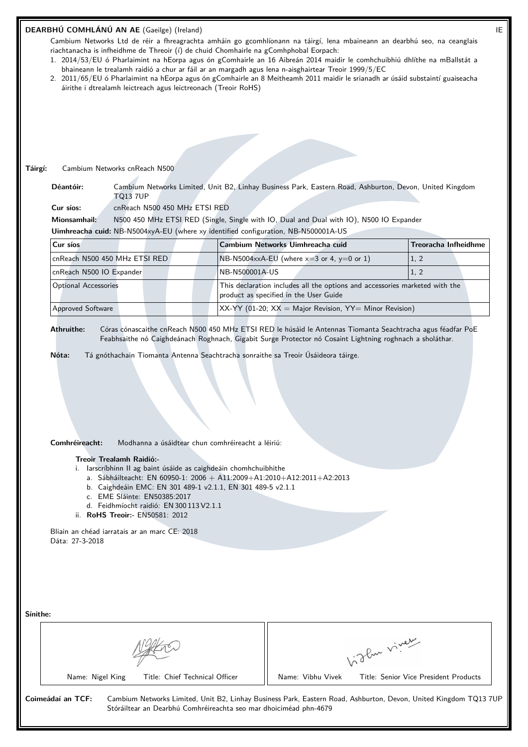**DEARBHÚ COMHLÁNÚ AN AE** (Gaeilge) (Ireland)

IE

Cambium Networks Ltd de réir a fhreagrachta amháin go gcomhlíonann na táirgí, lena mbaineann an dearbhú seo, na ceanglais riachtanacha is infheidhme de Threoir (í) de chuid Chomhairle na gComhphobal Eorpach:

1. 2014/53/EU ó Pharlaimint na hEorpa agus ón gComhairle an 16 Aibreán 2014 maidir le comhchuibhiú dhlíthe na mBallstát a bhaineann le trealamh raidió a chur ar fáil ar an margadh agus lena n-aisghairtear Treoir 1999/5/EC
2. 2011/65/EU ó Pharlaimint na hEorpa agus ón gComhairle an 8 Meitheamh 2011 maidir le srianadh ar úsáid substaintí guaiseacha áirithe i dtrealamh leictreach agus leictreonach (Treoir RoHS)

**Táirgí:** Cambium Networks cnReach N500

**Déantóir:** Cambium Networks Limited, Unit B2, Linhay Business Park, Eastern Road, Ashburton, Devon, United Kingdom TQ13 7UP

**Cur síos:** cnReach N500 450 MHz ETSI RED

**Mionsamhail:** N500 450 MHz ETSI RED (Single, Single with IO, Dual and Dual with IO), N500 IO Expander

**Uimhreacha cuid:** NB-N5004xyA-EU (where xy identified configuration, NB-N500001A-US

| Cur síos | Cambium Networks Uimhreacha cuid | Treoracha Infheidhme |
|---|---|---|
| cnReach N500 450 MHz ETSI RED | NB-N5004xxA-EU (where x=3 or 4, y=0 or 1) | 1, 2 |
| cnReach N500 IO Expander | NB-N500001A-US | 1, 2 |
| Optional Accessories | This declaration includes all the options and accessories marketed with the product as specified in the User Guide | |
| Approved Software | XX-YY (01-20; XX = Major Revision, YY= Minor Revision) | |

**Athruithe:** Córas cónascaithe cnReach N500 450 MHz ETSI RED le húsáid le Antennas Tiomanta Seachtracha agus féadfar PoE Feabhsaithe nó Caighdeánach Roghnach, Gigabit Surge Protector nó Cosaint Lightning roghnach a sholáthar.

**Nóta:** Tá gnóthachain Tiomanta Antenna Seachtracha sonraithe sa Treoir Úsáideora táirge.

**Comhréireacht:** Modhanna a úsáidtear chun comhréireacht a léiriú:

**Treoir Trealamh Raidió:-**

i. Iarscríbhinn II ag baint úsáide as caighdeáin chomhchuibhithe
   a. Sábháilteacht: EN 60950-1: 2006 + A11:2009+A1:2010+A12:2011+A2:2013
   b. Caighdeáin EMC: EN 301 489-1 v2.1.1, EN 301 489-5 v2.1.1
   c. EME Sláinte: EN50385:2017
   d. Feidhmíocht raidió: EN 300 113 V2.1.1

ii. **RoHS Treoir:-** EN50581: 2012

Bliain an chéad iarratais ar an marc CE: 2018

Dáta: 27-3-2018

**Sínithe:**

| Name: Nigel King Title: Chief Technical Officer | Name: Vibhu Vivek Title: Senior Vice President Products |
|---|---|

**Coimeádaí an TCF:** Cambium Networks Limited, Unit B2, Linhay Business Park, Eastern Road, Ashburton, Devon, United Kingdom TQ13 7UP
Stóráiltear an Dearbhú Comhréireachta seo mar dhoiciméad phn-4679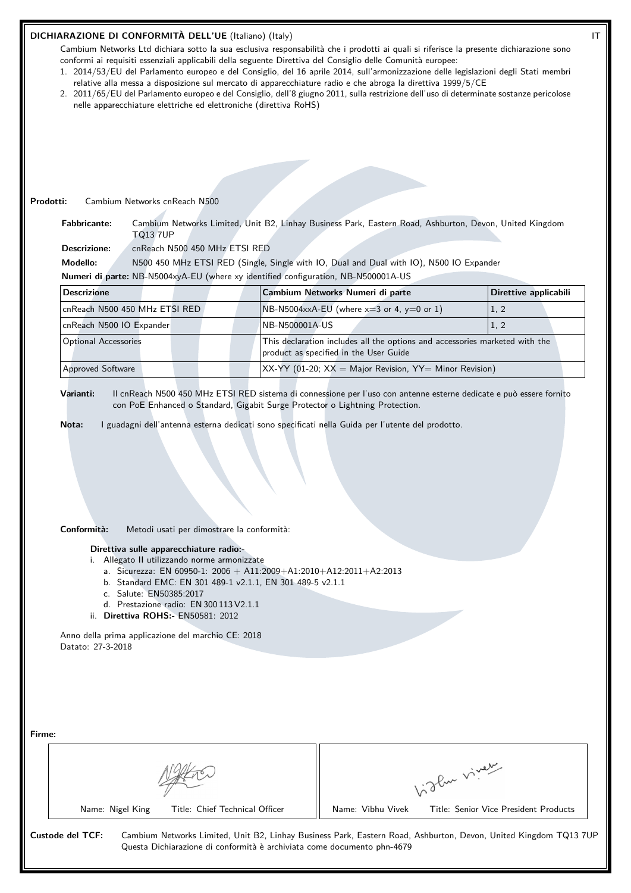## DICHIARAZIONE DI CONFORMITÀ DELL'UE (Italiano) (Italy)

IT

Cambium Networks Ltd dichiara sotto la sua esclusiva responsabilità che i prodotti ai quali si riferisce la presente dichiarazione sono conformi ai requisiti essenziali applicabili della seguente Direttiva del Consiglio delle Comunità europee:

1. 2014/53/EU del Parlamento europeo e del Consiglio, del 16 aprile 2014, sull'armonizzazione delle legislazioni degli Stati membri relative alla messa a disposizione sul mercato di apparecchiature radio e che abroga la direttiva 1999/5/CE
2. 2011/65/EU del Parlamento europeo e del Consiglio, dell'8 giugno 2011, sulla restrizione dell'uso di determinate sostanze pericolose nelle apparecchiature elettriche ed elettroniche (direttiva RoHS)

**Prodotti:** Cambium Networks cnReach N500

**Fabbricante:** Cambium Networks Limited, Unit B2, Linhay Business Park, Eastern Road, Ashburton, Devon, United Kingdom TQ13 7UP

**Descrizione:** cnReach N500 450 MHz ETSI RED

**Modello:** N500 450 MHz ETSI RED (Single, Single with IO, Dual and Dual with IO), N500 IO Expander

**Numeri di parte:** NB-N5004xyA-EU (where xy identified configuration, NB-N500001A-US

| Descrizione | Cambium Networks Numeri di parte | Direttive applicabili |
|---|---|---|
| cnReach N500 450 MHz ETSI RED | NB-N5004xxA-EU (where x=3 or 4, y=0 or 1) | 1, 2 |
| cnReach N500 IO Expander | NB-N500001A-US | 1, 2 |
| Optional Accessories | This declaration includes all the options and accessories marketed with the product as specified in the User Guide | |
| Approved Software | XX-YY (01-20; XX = Major Revision, YY= Minor Revision) | |

**Varianti:** Il cnReach N500 450 MHz ETSI RED sistema di connessione per l'uso con antenne esterne dedicate e può essere fornito con PoE Enhanced o Standard, Gigabit Surge Protector o Lightning Protection.

**Nota:** I guadagni dell'antenna esterna dedicati sono specificati nella Guida per l'utente del prodotto.

**Conformità:** Metodi usati per dimostrare la conformità:

**Direttiva sulle apparecchiature radio:-**

i. Allegato II utilizzando norme armonizzate
   a. Sicurezza: EN 60950-1: 2006 + A11:2009+A1:2010+A12:2011+A2:2013
   b. Standard EMC: EN 301 489-1 v2.1.1, EN 301 489-5 v2.1.1
   c. Salute: EN50385:2017
   d. Prestazione radio: EN 300 113 V2.1.1

ii. **Direttiva ROHS:-** EN50581: 2012

Anno della prima applicazione del marchio CE: 2018
Datato: 27-3-2018

**Firme:**

| Name: Nigel King Title: Chief Technical Officer | Name: Vibhu Vivek Title: Senior Vice President Products |
|---|---|

**Custode del TCF:** Cambium Networks Limited, Unit B2, Linhay Business Park, Eastern Road, Ashburton, Devon, United Kingdom TQ13 7UP
Questa Dichiarazione di conformità è archiviata come documento phn-4679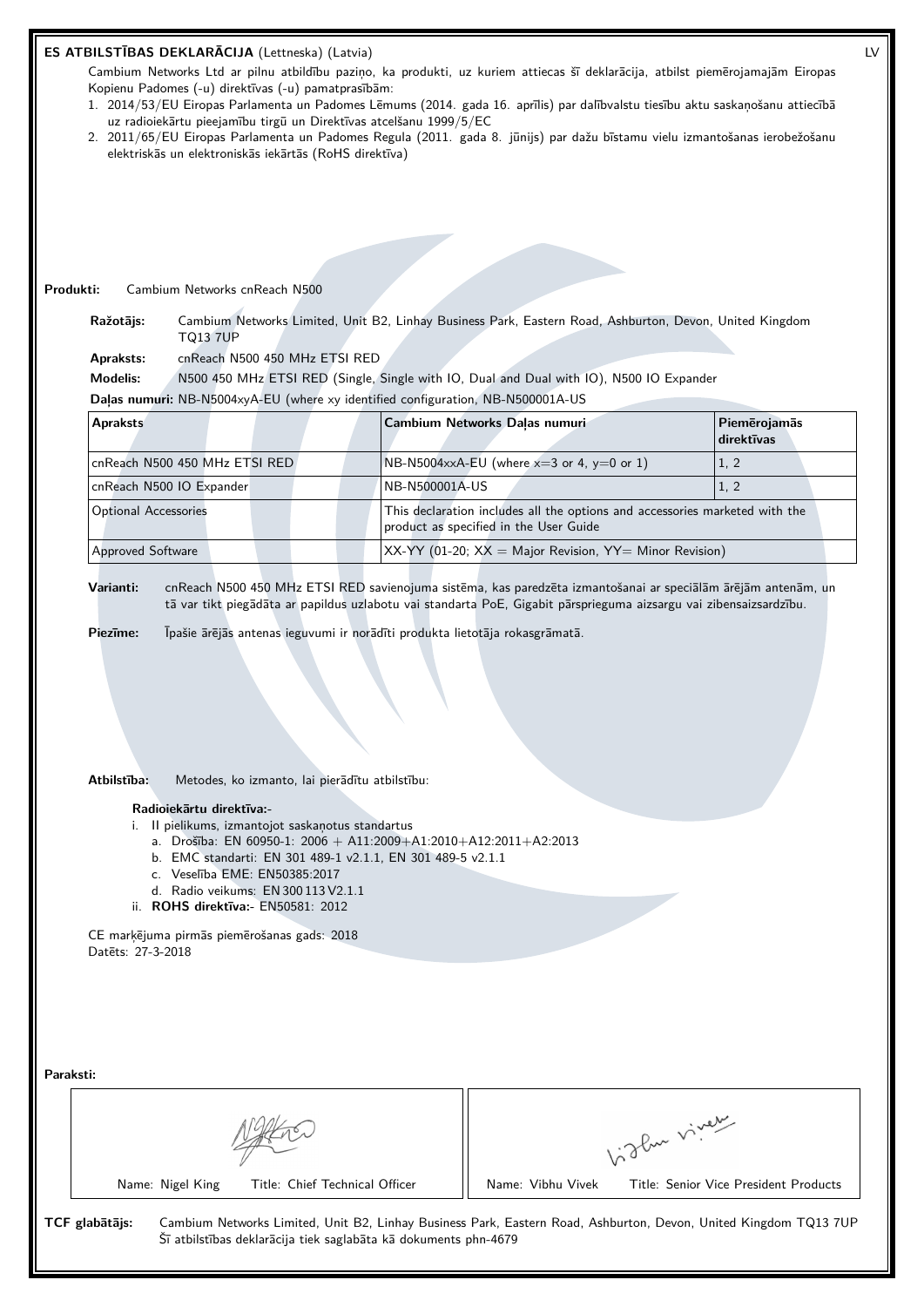## ES ATBILSTĪBAS DEKLARĀCIJA (Lettneska) (Latvia)

LV

Cambium Networks Ltd ar pilnu atbildību paziņo, ka produkti, uz kuriem attiecas šī deklarācija, atbilst piemērojamajām Eiropas Kopienu Padomes (-u) direktīvas (-u) pamatprasībām:

1. 2014/53/EU Eiropas Parlamenta un Padomes Lēmums (2014. gada 16. aprīlis) par dalībvalstu tiesību aktu saskaņošanu attiecībā uz radioiekārtu pieejamību tirgū un Direktīvas atcelšanu 1999/5/EC
2. 2011/65/EU Eiropas Parlamenta un Padomes Regula (2011. gada 8. jūnijs) par dažu bīstamu vielu izmantošanas ierobežošanu elektriskās un elektroniskās iekārtās (RoHS direktīva)

**Produkti:** Cambium Networks cnReach N500

**Ražotājs:** Cambium Networks Limited, Unit B2, Linhay Business Park, Eastern Road, Ashburton, Devon, United Kingdom TQ13 7UP

**Apraksts:** cnReach N500 450 MHz ETSI RED

**Modelis:** N500 450 MHz ETSI RED (Single, Single with IO, Dual and Dual with IO), N500 IO Expander

**Daļas numuri:** NB-N5004xyA-EU (where xy identified configuration, NB-N500001A-US

| Apraksts | Cambium Networks Daļas numuri | Piemērojamās direktīvas |
|---|---|---|
| cnReach N500 450 MHz ETSI RED | NB-N5004xxA-EU (where x=3 or 4, y=0 or 1) | 1, 2 |
| cnReach N500 IO Expander | NB-N500001A-US | 1, 2 |
| Optional Accessories | This declaration includes all the options and accessories marketed with the product as specified in the User Guide | |
| Approved Software | XX-YY (01-20; XX = Major Revision, YY= Minor Revision) | |

**Varianti:** cnReach N500 450 MHz ETSI RED savienojuma sistēma, kas paredzēta izmantošanai ar speciālām ārējām antenām, un tā var tikt piegādāta ar papildus uzlabotu vai standarta PoE, Gigabit pārsprieguma aizsargu vai zibensaizsardzību.

**Piezīme:** Īpašie ārējās antenas ieguvumi ir norādīti produkta lietotāja rokasgrāmatā.

**Atbilstība:** Metodes, ko izmanto, lai pierādītu atbilstību:

**Radioiekārtu direktīva:-**

i. II pielikums, izmantojot saskaņotus standartus
   a. Drošība: EN 60950-1: 2006 + A11:2009+A1:2010+A12:2011+A2:2013
   b. EMC standarti: EN 301 489-1 v2.1.1, EN 301 489-5 v2.1.1
   c. Veselība EME: EN50385:2017
   d. Radio veikums: EN 300 113 V2.1.1

ii. **ROHS direktīva:-** EN50581: 2012

CE marķējuma pirmās piemērošanas gads: 2018
Datēts: 27-3-2018

**Paraksti:**

| Name: Nigel King Title: Chief Technical Officer | Name: Vibhu Vivek Title: Senior Vice President Products |
|---|---|

**TCF glabātājs:** Cambium Networks Limited, Unit B2, Linhay Business Park, Eastern Road, Ashburton, Devon, United Kingdom TQ13 7UP
Šī atbilstības deklarācija tiek saglabāta kā dokuments phn-4679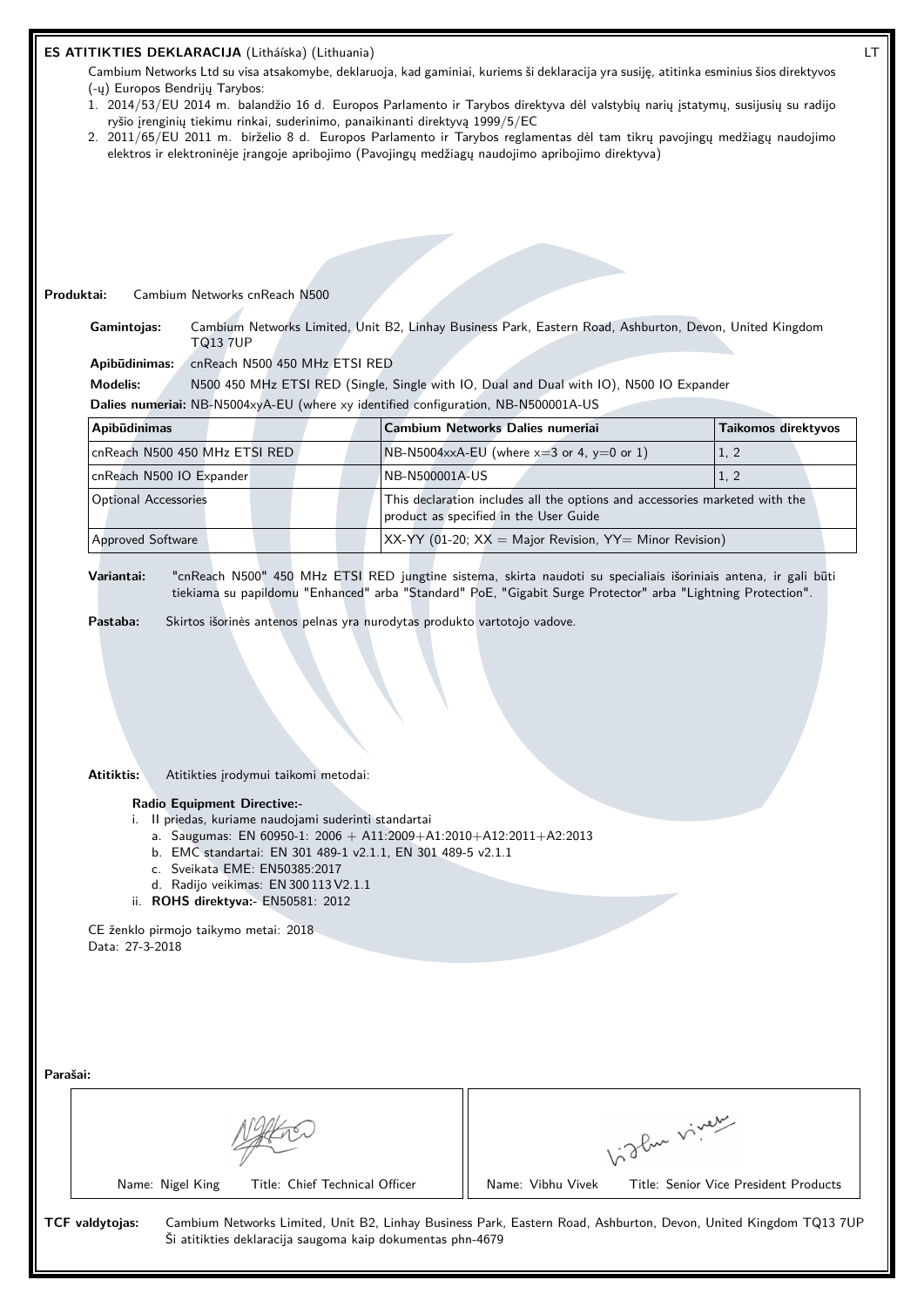**ES ATITIKTIES DEKLARACIJA** (Litháíska) (Lithuania) LT

Cambium Networks Ltd su visa atsakomybe, deklaruoja, kad gaminiai, kuriems ši deklaracija yra susiję, atitinka esminius šios direktyvos (-ų) Europos Bendrijų Tarybos:

1. 2014/53/EU 2014 m. balandžio 16 d. Europos Parlamento ir Tarybos direktyva dėl valstybių narių įstatymų, susijusių su radijo ryšio įrenginių tiekimu rinkai, suderinimo, panaikinanti direktyvą 1999/5/EC
2. 2011/65/EU 2011 m. birželio 8 d. Europos Parlamento ir Tarybos reglamentas dėl tam tikrų pavojingų medžiagų naudojimo elektros ir elektroninėje įrangoje apribojimo (Pavojingų medžiagų naudojimo apribojimo direktyva)

**Produktai:** Cambium Networks cnReach N500

**Gamintojas:** Cambium Networks Limited, Unit B2, Linhay Business Park, Eastern Road, Ashburton, Devon, United Kingdom TQ13 7UP

**Apibūdinimas:** cnReach N500 450 MHz ETSI RED

**Modelis:** N500 450 MHz ETSI RED (Single, Single with IO, Dual and Dual with IO), N500 IO Expander

**Dalies numeriai:** NB-N5004xyA-EU (where xy identified configuration, NB-N500001A-US

| Apibūdinimas | Cambium Networks Dalies numeriai | Taikomos direktyvos |
|---|---|---|
| cnReach N500 450 MHz ETSI RED | NB-N5004xxA-EU (where x=3 or 4, y=0 or 1) | 1, 2 |
| cnReach N500 IO Expander | NB-N500001A-US | 1, 2 |
| Optional Accessories | This declaration includes all the options and accessories marketed with the product as specified in the User Guide | |
| Approved Software | XX-YY (01-20; XX = Major Revision, YY= Minor Revision) | |

**Variantai:** "cnReach N500" 450 MHz ETSI RED jungtine sistema, skirta naudoti su specialiais išoriniais antena, ir gali būti tiekiama su papildomu "Enhanced" arba "Standard" PoE, "Gigabit Surge Protector" arba "Lightning Protection".

**Pastaba:** Skirtos išorinės antenos pelnas yra nurodytas produkto vartotojo vadove.

**Atitiktis:** Atitikties įrodymui taikomi metodai:

**Radio Equipment Directive:-**

i. II priedas, kuriame naudojami suderinti standartai
   a. Saugumas: EN 60950-1: 2006 + A11:2009+A1:2010+A12:2011+A2:2013
   b. EMC standartai: EN 301 489-1 v2.1.1, EN 301 489-5 v2.1.1
   c. Sveikata EME: EN50385:2017
   d. Radijo veikimas: EN 300 113 V2.1.1

ii. **ROHS direktyva:-** EN50581: 2012

CE ženklo pirmojo taikymo metai: 2018
Data: 27-3-2018

**Parašai:**

| Name: Nigel King Title: Chief Technical Officer | Name: Vibhu Vivek Title: Senior Vice President Products |
|---|---|

**TCF valdytojas:** Cambium Networks Limited, Unit B2, Linhay Business Park, Eastern Road, Ashburton, Devon, United Kingdom TQ13 7UP
Ši atitikties deklaracija saugoma kaip dokumentas phn-4679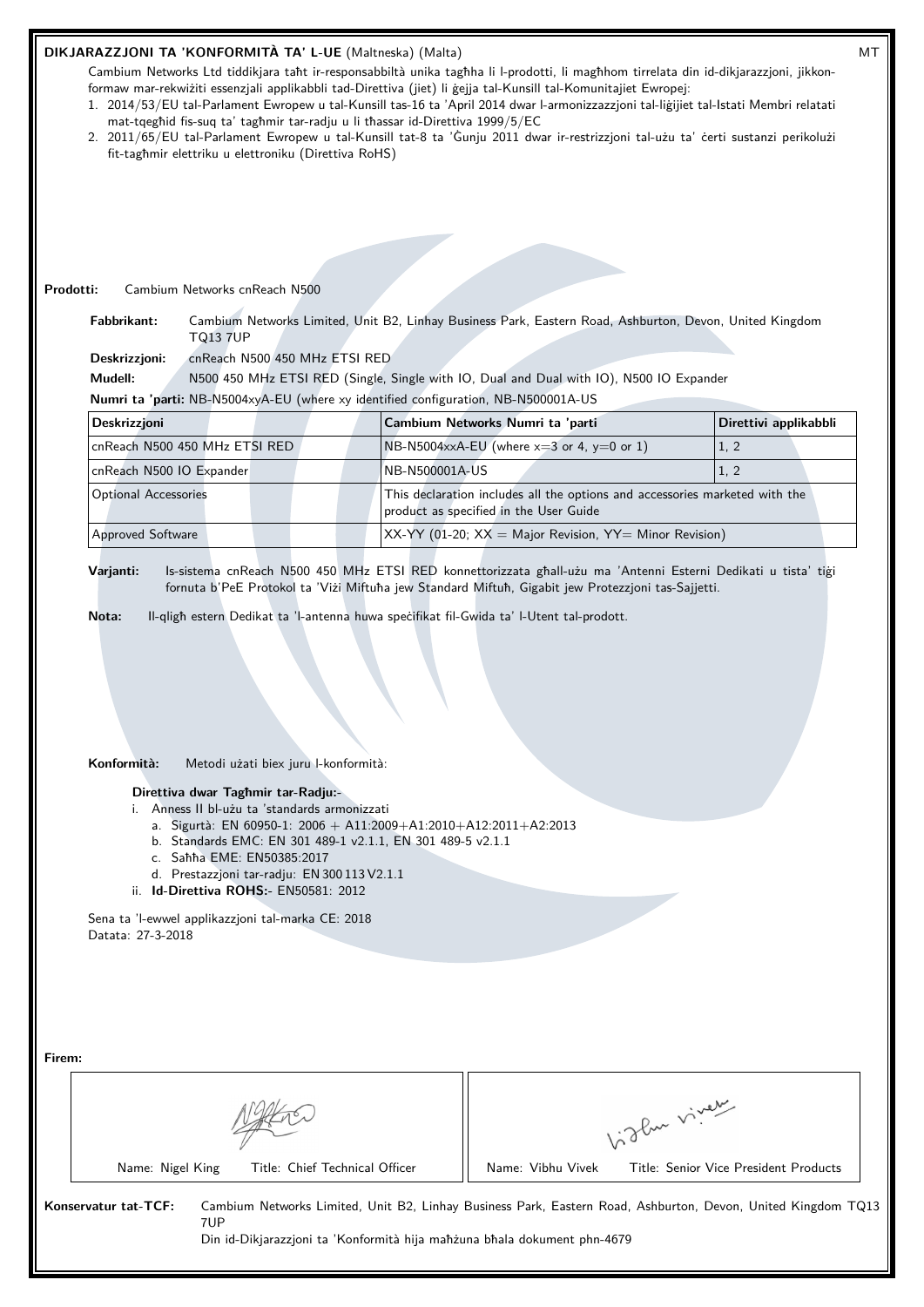**DIKJARAZZJONI TA 'KONFORMITÀ TA' L-UE** (Maltneska) (Malta) MT

Cambium Networks Ltd tiddikjara taħt ir-responsabbiltà unika tagħha li l-prodotti, li magħhom tirrelata din id-dikjarazzjoni, jikkonformaw mar-rekwiżiti essenzjali applikabbli tad-Direttiva (jiet) li ġejja tal-Kunsill tal-Komunitajiet Ewropej:

1. 2014/53/EU tal-Parlament Ewropew u tal-Kunsill tas-16 ta 'April 2014 dwar l-armonizzazzjoni tal-liġijiet tal-Istati Membri relatati mat-tqegħid fis-suq ta' tagħmir tar-radju u li tħassar id-Direttiva 1999/5/EC
2. 2011/65/EU tal-Parlament Ewropew u tal-Kunsill tat-8 ta 'Ġunju 2011 dwar ir-restrizzjoni tal-użu ta' ċerti sustanzi perikolużi fit-tagħmir elettriku u elettroniku (Direttiva RoHS)

**Prodotti:** Cambium Networks cnReach N500

**Fabbrikant:** Cambium Networks Limited, Unit B2, Linhay Business Park, Eastern Road, Ashburton, Devon, United Kingdom TQ13 7UP

**Deskrizzjoni:** cnReach N500 450 MHz ETSI RED

**Mudell:** N500 450 MHz ETSI RED (Single, Single with IO, Dual and Dual with IO), N500 IO Expander

**Numri ta 'parti:** NB-N5004xyA-EU (where xy identified configuration, NB-N500001A-US

| Deskrizzjoni | Cambium Networks Numri ta 'parti | Direttivi applikabbli |
|---|---|---|
| cnReach N500 450 MHz ETSI RED | NB-N5004xxA-EU (where x=3 or 4, y=0 or 1) | 1, 2 |
| cnReach N500 IO Expander | NB-N500001A-US | 1, 2 |
| Optional Accessories | This declaration includes all the options and accessories marketed with the product as specified in the User Guide | |
| Approved Software | XX-YY (01-20; XX = Major Revision, YY= Minor Revision) | |

**Varjanti:** Is-sistema cnReach N500 450 MHz ETSI RED konnettorizzata għall-użu ma 'Antenni Esterni Dedikati u tista' tiġi fornuta b'PeE Protokol ta 'Viżi Miftuħa jew Standard Miftuħ, Gigabit jew Protezzjoni tas-Sajjetti.

**Nota:** Il-qligħ estern Dedikat ta 'l-antenna huwa speċifikat fil-Gwida ta' l-Utent tal-prodott.

**Konformità:** Metodi użati biex juru l-konformità:

**Direttiva dwar Tagħmir tar-Radju:-**

i. Anness II bl-użu ta 'standards armonizzati
   a. Sigurtà: EN 60950-1: 2006 + A11:2009+A1:2010+A12:2011+A2:2013
   b. Standards EMC: EN 301 489-1 v2.1.1, EN 301 489-5 v2.1.1
   c. Saħħa EME: EN50385:2017
   d. Prestazzjoni tar-radju: EN 300 113 V2.1.1

ii. **Id-Direttiva ROHS:-** EN50581: 2012

Sena ta 'l-ewwel applikazzjoni tal-marka CE: 2018
Datata: 27-3-2018

**Firem:**

| Name: Nigel King Title: Chief Technical Officer | Name: Vibhu Vivek Title: Senior Vice President Products |
|---|---|

**Konservatur tat-TCF:** Cambium Networks Limited, Unit B2, Linhay Business Park, Eastern Road, Ashburton, Devon, United Kingdom TQ13 7UP
Din id-Dikjarazzjoni ta 'Konformità hija maħżuna bħala dokument phn-4679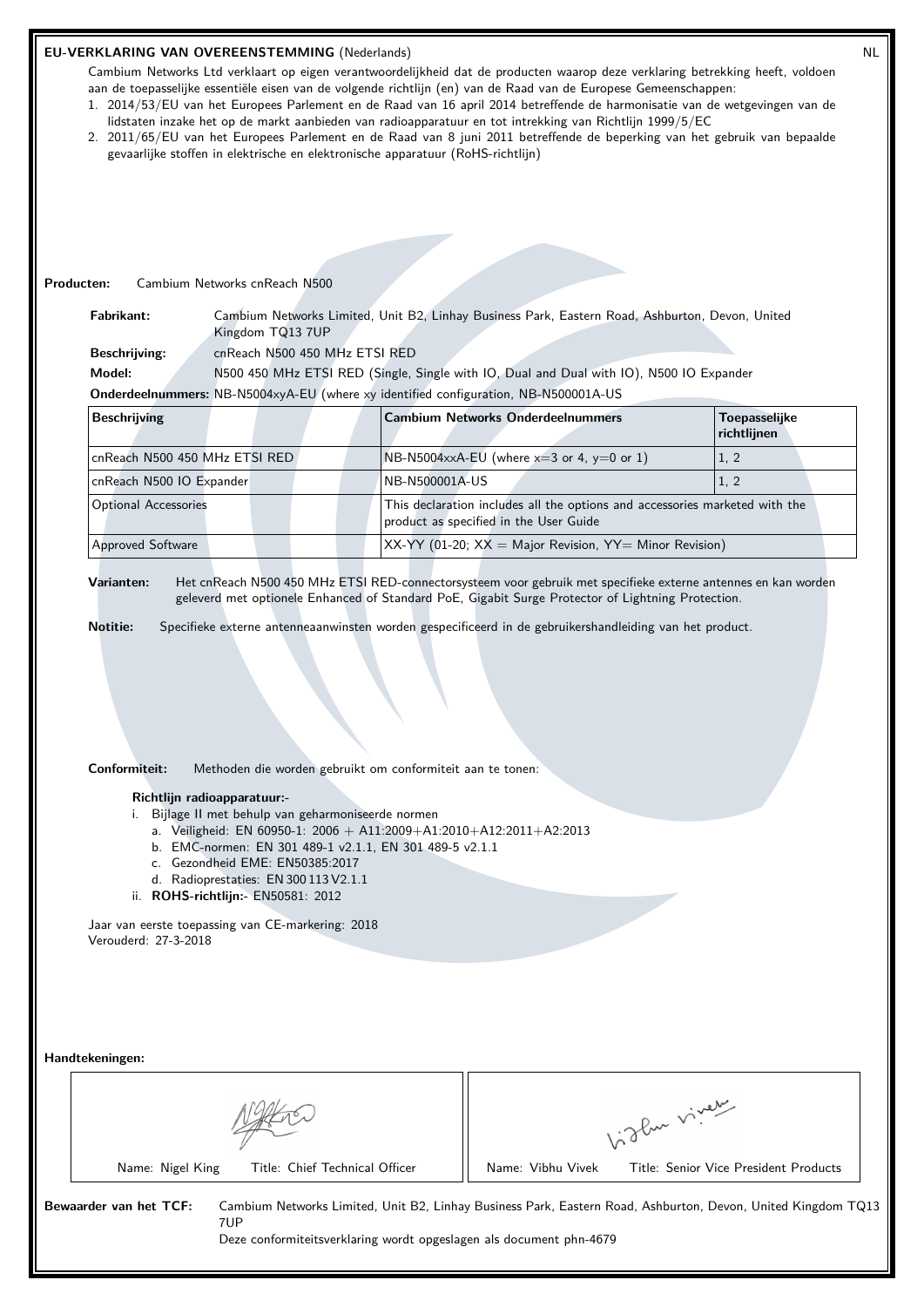## EU-VERKLARING VAN OVEREENSTEMMING (Nederlands)

NL

Cambium Networks Ltd verklaart op eigen verantwoordelijkheid dat de producten waarop deze verklaring betrekking heeft, voldoen aan de toepasselijke essentiële eisen van de volgende richtlijn (en) van de Raad van de Europese Gemeenschappen:

1. 2014/53/EU van het Europees Parlement en de Raad van 16 april 2014 betreffende de harmonisatie van de wetgevingen van de lidstaten inzake het op de markt aanbieden van radioapparatuur en tot intrekking van Richtlijn 1999/5/EC
2. 2011/65/EU van het Europees Parlement en de Raad van 8 juni 2011 betreffende de beperking van het gebruik van bepaalde gevaarlijke stoffen in elektrische en elektronische apparatuur (RoHS-richtlijn)

**Producten:** Cambium Networks cnReach N500

**Fabrikant:** Cambium Networks Limited, Unit B2, Linhay Business Park, Eastern Road, Ashburton, Devon, United Kingdom TQ13 7UP

**Beschrijving:** cnReach N500 450 MHz ETSI RED

**Model:** N500 450 MHz ETSI RED (Single, Single with IO, Dual and Dual with IO), N500 IO Expander

**Onderdeelnummers:** NB-N5004xyA-EU (where xy identified configuration, NB-N500001A-US

| Beschrijving | Cambium Networks Onderdeelnummers | Toepasselijke richtlijnen |
|---|---|---|
| cnReach N500 450 MHz ETSI RED | NB-N5004xxA-EU (where x=3 or 4, y=0 or 1) | 1, 2 |
| cnReach N500 IO Expander | NB-N500001A-US | 1, 2 |
| Optional Accessories | This declaration includes all the options and accessories marketed with the product as specified in the User Guide | |
| Approved Software | XX-YY (01-20; XX = Major Revision, YY= Minor Revision) | |

**Varianten:** Het cnReach N500 450 MHz ETSI RED-connectorsysteem voor gebruik met specifieke externe antennes en kan worden geleverd met optionele Enhanced of Standard PoE, Gigabit Surge Protector of Lightning Protection.

**Notitie:** Specifieke externe antenneaanwinsten worden gespecificeerd in de gebruikershandleiding van het product.

**Conformiteit:** Methoden die worden gebruikt om conformiteit aan te tonen:

**Richtlijn radioapparatuur:-**

i. Bijlage II met behulp van geharmoniseerde normen
   a. Veiligheid: EN 60950-1: 2006 + A11:2009+A1:2010+A12:2011+A2:2013
   b. EMC-normen: EN 301 489-1 v2.1.1, EN 301 489-5 v2.1.1
   c. Gezondheid EME: EN50385:2017
   d. Radioprestaties: EN 300 113 V2.1.1

ii. **ROHS-richtlijn:-** EN50581: 2012

Jaar van eerste toepassing van CE-markering: 2018
Verouderd: 27-3-2018

**Handtekeningen:**

| Name: Nigel King Title: Chief Technical Officer | Name: Vibhu Vivek Title: Senior Vice President Products |
|---|---|

**Bewaarder van het TCF:** Cambium Networks Limited, Unit B2, Linhay Business Park, Eastern Road, Ashburton, Devon, United Kingdom TQ13 7UP

Deze conformiteitsverklaring wordt opgeslagen als document phn-4679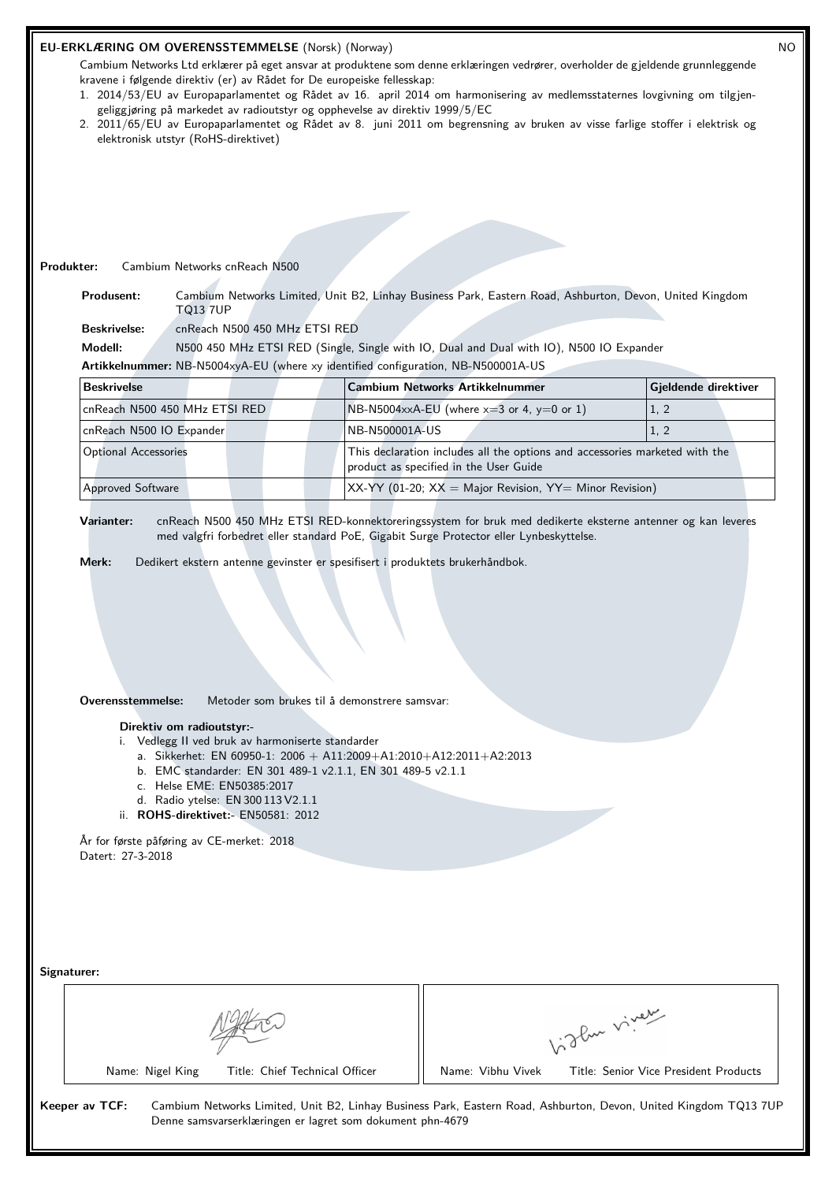## EU-ERKLÆRING OM OVERENSSTEMMELSE (Norsk) (Norway)

NO

Cambium Networks Ltd erklærer på eget ansvar at produktene som denne erklæringen vedrører, overholder de gjeldende grunnleggende kravene i følgende direktiv (er) av Rådet for De europeiske fellesskap:

1. 2014/53/EU av Europaparlamentet og Rådet av 16. april 2014 om harmonisering av medlemsstaternes lovgivning om tilgjengeliggjøring på markedet av radioutstyr og opphevelse av direktiv 1999/5/EC
2. 2011/65/EU av Europaparlamentet og Rådet av 8. juni 2011 om begrensning av bruken av visse farlige stoffer i elektrisk og elektronisk utstyr (RoHS-direktivet)

**Produkter:** Cambium Networks cnReach N500

**Produsent:** Cambium Networks Limited, Unit B2, Linhay Business Park, Eastern Road, Ashburton, Devon, United Kingdom TQ13 7UP

**Beskrivelse:** cnReach N500 450 MHz ETSI RED

**Modell:** N500 450 MHz ETSI RED (Single, Single with IO, Dual and Dual with IO), N500 IO Expander

**Artikkelnummer:** NB-N5004xyA-EU (where xy identified configuration, NB-N500001A-US

| Beskrivelse | Cambium Networks Artikkelnummer | Gjeldende direktiver |
|---|---|---|
| cnReach N500 450 MHz ETSI RED | NB-N5004xxA-EU (where x=3 or 4, y=0 or 1) | 1, 2 |
| cnReach N500 IO Expander | NB-N500001A-US | 1, 2 |
| Optional Accessories | This declaration includes all the options and accessories marketed with the product as specified in the User Guide | |
| Approved Software | XX-YY (01-20; XX = Major Revision, YY= Minor Revision) | |

**Varianter:** cnReach N500 450 MHz ETSI RED-konnektoreringssystem for bruk med dedikerte eksterne antenner og kan leveres med valgfri forbedret eller standard PoE, Gigabit Surge Protector eller Lynbeskyttelse.

**Merk:** Dedikert ekstern antenne gevinster er spesifisert i produktets brukerhåndbok.

**Overensstemmelse:** Metoder som brukes til å demonstrere samsvar:

**Direktiv om radioutstyr:-**

i. Vedlegg II ved bruk av harmoniserte standarder
   a. Sikkerhet: EN 60950-1: 2006 + A11:2009+A1:2010+A12:2011+A2:2013
   b. EMC standarder: EN 301 489-1 v2.1.1, EN 301 489-5 v2.1.1
   c. Helse EME: EN50385:2017
   d. Radio ytelse: EN 300 113 V2.1.1

ii. **ROHS-direktivet:-** EN50581: 2012

År for første påføring av CE-merket: 2018
Datert: 27-3-2018

**Signaturer:**

| Name: Nigel King Title: Chief Technical Officer | Name: Vibhu Vivek Title: Senior Vice President Products |
|---|---|

**Keeper av TCF:** Cambium Networks Limited, Unit B2, Linhay Business Park, Eastern Road, Ashburton, Devon, United Kingdom TQ13 7UP
Denne samsvarserklæringen er lagret som dokument phn-4679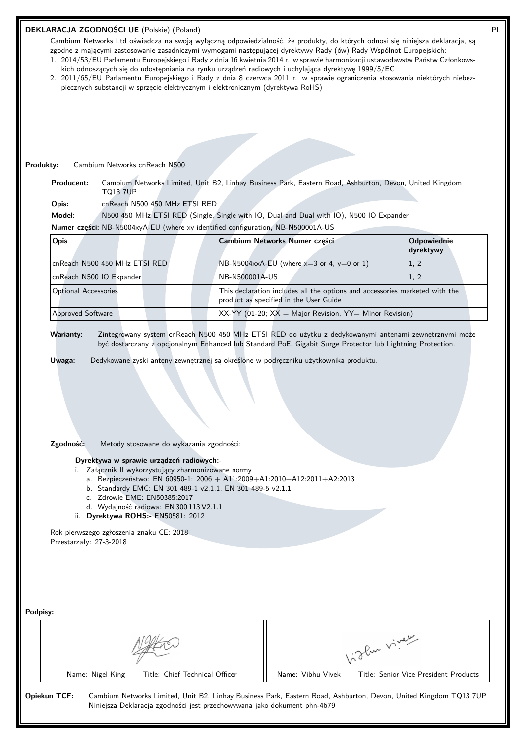**DEKLARACJA ZGODNOŚCI UE** (Polskie) (Poland) PL

Cambium Networks Ltd oświadcza na swoją wyłączną odpowiedzialność, że produkty, do których odnosi się niniejsza deklaracja, są zgodne z mającymi zastosowanie zasadniczymi wymogami następującej dyrektywy Rady (ów) Rady Wspólnot Europejskich:

1. 2014/53/EU Parlamentu Europejskiego i Rady z dnia 16 kwietnia 2014 r. w sprawie harmonizacji ustawodawstw Państw Członkowskich odnoszących się do udostępniania na rynku urządzeń radiowych i uchylająca dyrektywę 1999/5/EC
2. 2011/65/EU Parlamentu Europejskiego i Rady z dnia 8 czerwca 2011 r. w sprawie ograniczenia stosowania niektórych niebezpiecznych substancji w sprzęcie elektrycznym i elektronicznym (dyrektywa RoHS)

**Produkty:** Cambium Networks cnReach N500

**Producent:** Cambium Networks Limited, Unit B2, Linhay Business Park, Eastern Road, Ashburton, Devon, United Kingdom TQ13 7UP

**Opis:** cnReach N500 450 MHz ETSI RED

**Model:** N500 450 MHz ETSI RED (Single, Single with IO, Dual and Dual with IO), N500 IO Expander

**Numer części:** NB-N5004xyA-EU (where xy identified configuration, NB-N500001A-US

| Opis | Cambium Networks Numer części | Odpowiednie dyrektywy |
|---|---|---|
| cnReach N500 450 MHz ETSI RED | NB-N5004xxA-EU (where x=3 or 4, y=0 or 1) | 1, 2 |
| cnReach N500 IO Expander | NB-N500001A-US | 1, 2 |
| Optional Accessories | This declaration includes all the options and accessories marketed with the product as specified in the User Guide | |
| Approved Software | XX-YY (01-20; XX = Major Revision, YY= Minor Revision) | |

**Warianty:** Zintegrowany system cnReach N500 450 MHz ETSI RED do użytku z dedykowanymi antenami zewnętrznymi może być dostarczany z opcjonalnym Enhanced lub Standard PoE, Gigabit Surge Protector lub Lightning Protection.

**Uwaga:** Dedykowane zyski anteny zewnętrznej są określone w podręczniku użytkownika produktu.

**Zgodność:** Metody stosowane do wykazania zgodności:

**Dyrektywa w sprawie urządzeń radiowych:-**

i. Załącznik II wykorzystujący zharmonizowane normy
   a. Bezpieczeństwo: EN 60950-1: 2006 + A11:2009+A1:2010+A12:2011+A2:2013
   b. Standardy EMC: EN 301 489-1 v2.1.1, EN 301 489-5 v2.1.1
   c. Zdrowie EME: EN50385:2017
   d. Wydajność radiowa: EN 300 113 V2.1.1
ii. **Dyrektywa ROHS:-** EN50581: 2012

Rok pierwszego zgłoszenia znaku CE: 2018
Przestarzały: 27-3-2018

**Podpisy:**

| Name: Nigel King Title: Chief Technical Officer | Name: Vibhu Vivek Title: Senior Vice President Products |
|---|---|

**Opiekun TCF:** Cambium Networks Limited, Unit B2, Linhay Business Park, Eastern Road, Ashburton, Devon, United Kingdom TQ13 7UP
Niniejsza Deklaracja zgodności jest przechowywana jako dokument phn-4679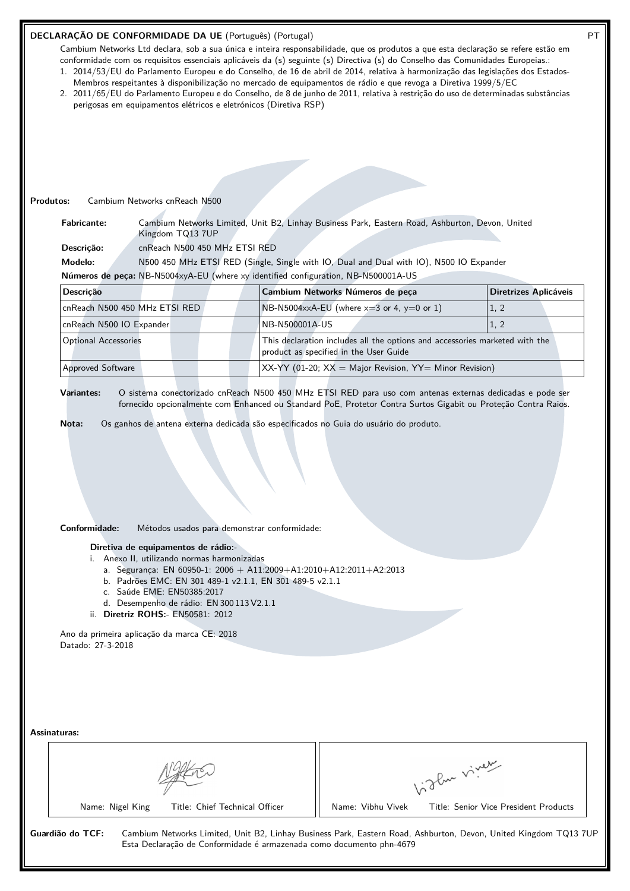## DECLARAÇÃO DE CONFORMIDADE DA UE (Português) (Portugal)

PT

Cambium Networks Ltd declara, sob a sua única e inteira responsabilidade, que os produtos a que esta declaração se refere estão em conformidade com os requisitos essenciais aplicáveis da (s) seguinte (s) Directiva (s) do Conselho das Comunidades Europeias.:

1. 2014/53/EU do Parlamento Europeu e do Conselho, de 16 de abril de 2014, relativa à harmonização das legislações dos Estados-Membros respeitantes à disponibilização no mercado de equipamentos de rádio e que revoga a Diretiva 1999/5/EC
2. 2011/65/EU do Parlamento Europeu e do Conselho, de 8 de junho de 2011, relativa à restrição do uso de determinadas substâncias perigosas em equipamentos elétricos e eletrónicos (Diretiva RSP)

**Produtos:** Cambium Networks cnReach N500

**Fabricante:** Cambium Networks Limited, Unit B2, Linhay Business Park, Eastern Road, Ashburton, Devon, United Kingdom TQ13 7UP

**Descrição:** cnReach N500 450 MHz ETSI RED

**Modelo:** N500 450 MHz ETSI RED (Single, Single with IO, Dual and Dual with IO), N500 IO Expander

**Números de peça:** NB-N5004xyA-EU (where xy identified configuration, NB-N500001A-US

| Descrição | Cambium Networks Números de peça | Diretrizes Aplicáveis |
|---|---|---|
| cnReach N500 450 MHz ETSI RED | NB-N5004xxA-EU (where x=3 or 4, y=0 or 1) | 1, 2 |
| cnReach N500 IO Expander | NB-N500001A-US | 1, 2 |
| Optional Accessories | This declaration includes all the options and accessories marketed with the product as specified in the User Guide | |
| Approved Software | XX-YY (01-20; XX = Major Revision, YY= Minor Revision) | |

**Variantes:** O sistema conectorizado cnReach N500 450 MHz ETSI RED para uso com antenas externas dedicadas e pode ser fornecido opcionalmente com Enhanced ou Standard PoE, Protetor Contra Surtos Gigabit ou Proteção Contra Raios.

**Nota:** Os ganhos de antena externa dedicada são especificados no Guia do usuário do produto.

**Conformidade:** Métodos usados para demonstrar conformidade:

**Diretiva de equipamentos de rádio:-**

i. Anexo II, utilizando normas harmonizadas
   a. Segurança: EN 60950-1: 2006 + A11:2009+A1:2010+A12:2011+A2:2013
   b. Padrões EMC: EN 301 489-1 v2.1.1, EN 301 489-5 v2.1.1
   c. Saúde EME: EN50385:2017
   d. Desempenho de rádio: EN 300 113 V2.1.1

ii. **Diretriz ROHS:-** EN50581: 2012

Ano da primeira aplicação da marca CE: 2018
Datado: 27-3-2018

**Assinaturas:**

| Name: Nigel King Title: Chief Technical Officer | Name: Vibhu Vivek Title: Senior Vice President Products |
|---|---|

**Guardião do TCF:** Cambium Networks Limited, Unit B2, Linhay Business Park, Eastern Road, Ashburton, Devon, United Kingdom TQ13 7UP
Esta Declaração de Conformidade é armazenada como documento phn-4679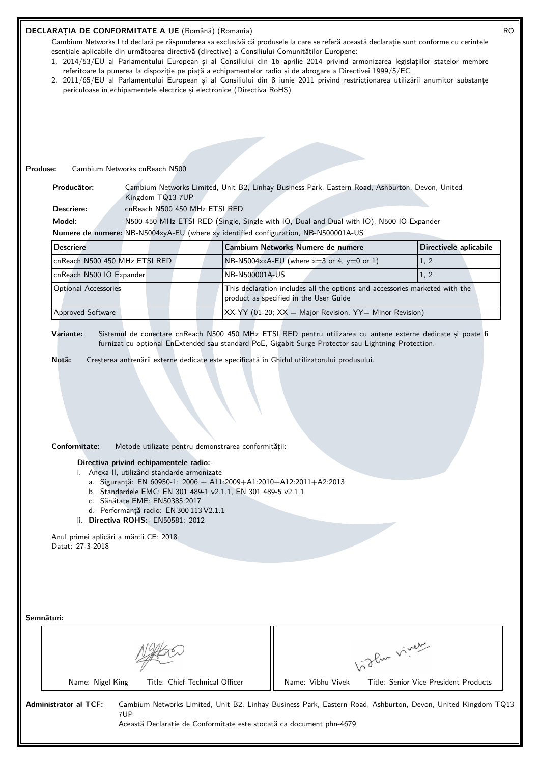## DECLARAȚIA DE CONFORMITATE A UE (Română) (Romania)

RO

Cambium Networks Ltd declară pe răspunderea sa exclusivă că produsele la care se referă această declarație sunt conforme cu cerințele esențiale aplicabile din următoarea directivă (directive) a Consiliului Comunităților Europene:

1. 2014/53/EU al Parlamentului European și al Consiliului din 16 aprilie 2014 privind armonizarea legislațiilor statelor membre referitoare la punerea la dispoziție pe piață a echipamentelor radio și de abrogare a Directivei 1999/5/EC
2. 2011/65/EU al Parlamentului European și al Consiliului din 8 iunie 2011 privind restricționarea utilizării anumitor substanțe periculoase în echipamentele electrice și electronice (Directiva RoHS)

**Produse:** Cambium Networks cnReach N500

**Producător:** Cambium Networks Limited, Unit B2, Linhay Business Park, Eastern Road, Ashburton, Devon, United Kingdom TQ13 7UP

**Descriere:** cnReach N500 450 MHz ETSI RED

**Model:** N500 450 MHz ETSI RED (Single, Single with IO, Dual and Dual with IO), N500 IO Expander

**Numere de numere:** NB-N5004xyA-EU (where xy identified configuration, NB-N500001A-US

| Descriere | Cambium Networks Numere de numere | Directivele aplicabile |
|---|---|---|
| cnReach N500 450 MHz ETSI RED | NB-N5004xxA-EU (where x=3 or 4, y=0 or 1) | 1, 2 |
| cnReach N500 IO Expander | NB-N500001A-US | 1, 2 |
| Optional Accessories | This declaration includes all the options and accessories marketed with the product as specified in the User Guide | |
| Approved Software | XX-YY (01-20; XX = Major Revision, YY= Minor Revision) | |

**Variante:** Sistemul de conectare cnReach N500 450 MHz ETSI RED pentru utilizarea cu antene externe dedicate și poate fi furnizat cu opțional EnExtended sau standard PoE, Gigabit Surge Protector sau Lightning Protection.

**Notă:** Creșterea antrenării externe dedicate este specificată în Ghidul utilizatorului produsului.

**Conformitate:** Metode utilizate pentru demonstrarea conformității:

**Directiva privind echipamentele radio:-**

i. Anexa II, utilizând standarde armonizate
   a. Siguranță: EN 60950-1: 2006 + A11:2009+A1:2010+A12:2011+A2:2013
   b. Standardele EMC: EN 301 489-1 v2.1.1, EN 301 489-5 v2.1.1
   c. Sănătate EME: EN50385:2017
   d. Performanță radio: EN 300 113 V2.1.1

ii. **Directiva ROHS:-** EN50581: 2012

Anul primei aplicări a mărcii CE: 2018
Datat: 27-3-2018

**Semnături:**

| Name: Nigel King Title: Chief Technical Officer | Name: Vibhu Vivek Title: Senior Vice President Products |
|---|---|

**Administrator al TCF:** Cambium Networks Limited, Unit B2, Linhay Business Park, Eastern Road, Ashburton, Devon, United Kingdom TQ13 7UP
Această Declarație de Conformitate este stocată ca document phn-4679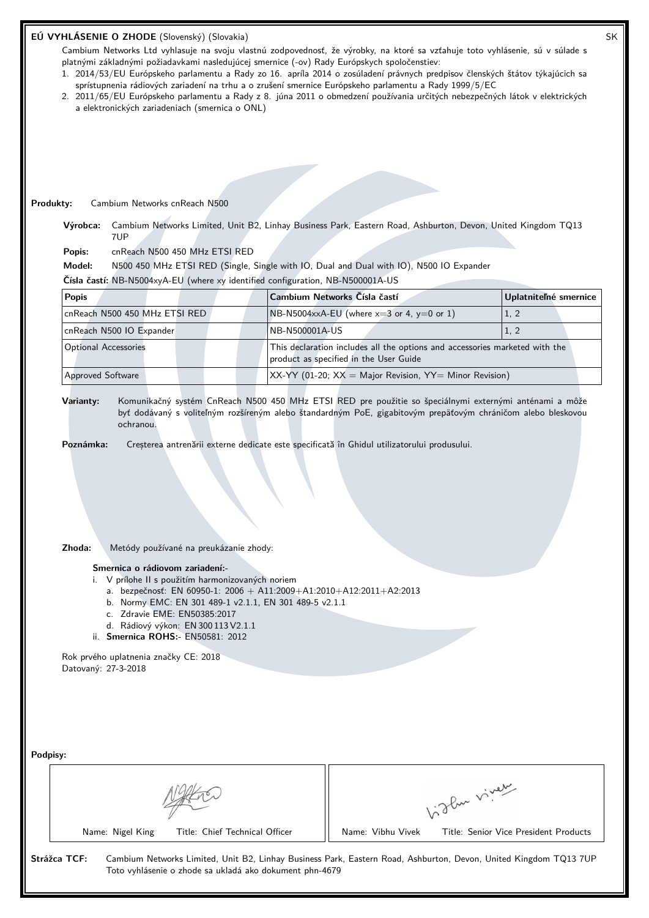## **EÚ VYHLÁSENIE O ZHODE** (Slovenský) (Slovakia)

SK

Cambium Networks Ltd vyhlasuje na svoju vlastnú zodpovednosť, že výrobky, na ktoré sa vzťahuje toto vyhlásenie, sú v súlade s platnými základnými požiadavkami nasledujúcej smernice (-ov) Rady Európskych spoločenstiev:

1. 2014/53/EU Európskeho parlamentu a Rady zo 16. apríla 2014 o zosúladení právnych predpisov členských štátov týkajúcich sa sprístupnenia rádiových zariadení na trhu a o zrušení smernice Európskeho parlamentu a Rady 1999/5/EC
2. 2011/65/EU Európskeho parlamentu a Rady z 8. júna 2011 o obmedzení používania určitých nebezpečných látok v elektrických a elektronických zariadeniach (smernica o ONL)

**Produkty:** Cambium Networks cnReach N500

**Výrobca:** Cambium Networks Limited, Unit B2, Linhay Business Park, Eastern Road, Ashburton, Devon, United Kingdom TQ13 7UP

**Popis:** cnReach N500 450 MHz ETSI RED

**Model:** N500 450 MHz ETSI RED (Single, Single with IO, Dual and Dual with IO), N500 IO Expander

**Čísla častí:** NB-N5004xyA-EU (where xy identified configuration, NB-N500001A-US

| Popis | Cambium Networks Čísla častí | Uplatniteľné smernice |
|---|---|---|
| cnReach N500 450 MHz ETSI RED | NB-N5004xxA-EU (where x=3 or 4, y=0 or 1) | 1, 2 |
| cnReach N500 IO Expander | NB-N500001A-US | 1, 2 |
| Optional Accessories | This declaration includes all the options and accessories marketed with the product as specified in the User Guide | |
| Approved Software | XX-YY (01-20; XX = Major Revision, YY= Minor Revision) | |

**Varianty:** Komunikačný systém CnReach N500 450 MHz ETSI RED pre použitie so špeciálnymi externými anténami a môže byť dodávaný s voliteľným rozšíreným alebo štandardným PoE, gigabitovým prepäťovým chráničom alebo bleskovou ochranou.

**Poznámka:** Creșterea antrenării externe dedicate este specificată în Ghidul utilizatorului produsului.

**Zhoda:** Metódy používané na preukázanie zhody:

**Smernica o rádiovom zariadení:-**

i. V prílohe II s použitím harmonizovaných noriem
   a. bezpečnosť: EN 60950-1: 2006 + A11:2009+A1:2010+A12:2011+A2:2013
   b. Normy EMC: EN 301 489-1 v2.1.1, EN 301 489-5 v2.1.1
   c. Zdravie EME: EN50385:2017
   d. Rádiový výkon: EN 300 113 V2.1.1

ii. **Smernica ROHS:-** EN50581: 2012

Rok prvého uplatnenia značky CE: 2018
Datovaný: 27-3-2018

**Podpisy:**

| Name: Nigel King Title: Chief Technical Officer | Name: Vibhu Vivek Title: Senior Vice President Products |
|---|---|

**Strážca TCF:** Cambium Networks Limited, Unit B2, Linhay Business Park, Eastern Road, Ashburton, Devon, United Kingdom TQ13 7UP
Toto vyhlásenie o zhode sa ukladá ako dokument phn-4679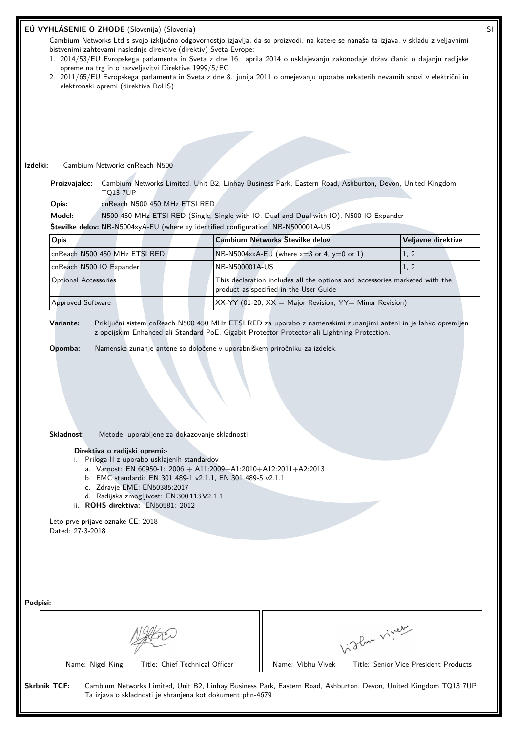**EÚ VYHLÁSENIE O ZHODE** (Slovenija) (Slovenia)

SI

Cambium Networks Ltd s svojo izključno odgovornostjo izjavlja, da so proizvodi, na katere se nanaša ta izjava, v skladu z veljavnimi bistvenimi zahtevami naslednje direktive (direktiv) Sveta Evrope:

1. 2014/53/EU Evropskega parlamenta in Sveta z dne 16. aprila 2014 o usklajevanju zakonodaje držav članic o dajanju radijske opreme na trg in o razveljavitvi Direktive 1999/5/EC
2. 2011/65/EU Evropskega parlamenta in Sveta z dne 8. junija 2011 o omejevanju uporabe nekaterih nevarnih snovi v električni in elektronski opremi (direktiva RoHS)

**Izdelki:** Cambium Networks cnReach N500

**Proizvajalec:** Cambium Networks Limited, Unit B2, Linhay Business Park, Eastern Road, Ashburton, Devon, United Kingdom TQ13 7UP

**Opis:** cnReach N500 450 MHz ETSI RED

**Model:** N500 450 MHz ETSI RED (Single, Single with IO, Dual and Dual with IO), N500 IO Expander

**Številke delov:** NB-N5004xyA-EU (where xy identified configuration, NB-N500001A-US

| Opis | Cambium Networks Številke delov | Veljavne direktive |
|---|---|---|
| cnReach N500 450 MHz ETSI RED | NB-N5004xxA-EU (where x=3 or 4, y=0 or 1) | 1, 2 |
| cnReach N500 IO Expander | NB-N500001A-US | 1, 2 |
| Optional Accessories | This declaration includes all the options and accessories marketed with the product as specified in the User Guide | |
| Approved Software | XX-YY (01-20; XX = Major Revision, YY= Minor Revision) | |

**Variante:** Priključni sistem cnReach N500 450 MHz ETSI RED za uporabo z namenskimi zunanjimi anteni in je lahko opremljen z opcijskim Enhanced ali Standard PoE, Gigabit Protector Protector ali Lightning Protection.

**Opomba:** Namenske zunanje antene so določene v uporabniškem priročniku za izdelek.

**Skladnost:** Metode, uporabljene za dokazovanje skladnosti:

**Direktiva o radijski opremi:-**

i. Priloga II z uporabo usklajenih standardov
   a. Varnost: EN 60950-1: 2006 + A11:2009+A1:2010+A12:2011+A2:2013
   b. EMC standardi: EN 301 489-1 v2.1.1, EN 301 489-5 v2.1.1
   c. Zdravje EME: EN50385:2017
   d. Radijska zmogljivost: EN 300 113 V2.1.1

ii. **ROHS direktiva:-** EN50581: 2012

Leto prve prijave oznake CE: 2018
Dated: 27-3-2018

**Podpisi:**

| Name: Nigel King Title: Chief Technical Officer | Name: Vibhu Vivek Title: Senior Vice President Products |
|---|---|

**Skrbnik TCF:** Cambium Networks Limited, Unit B2, Linhay Business Park, Eastern Road, Ashburton, Devon, United Kingdom TQ13 7UP
Ta izjava o skladnosti je shranjena kot dokument phn-4679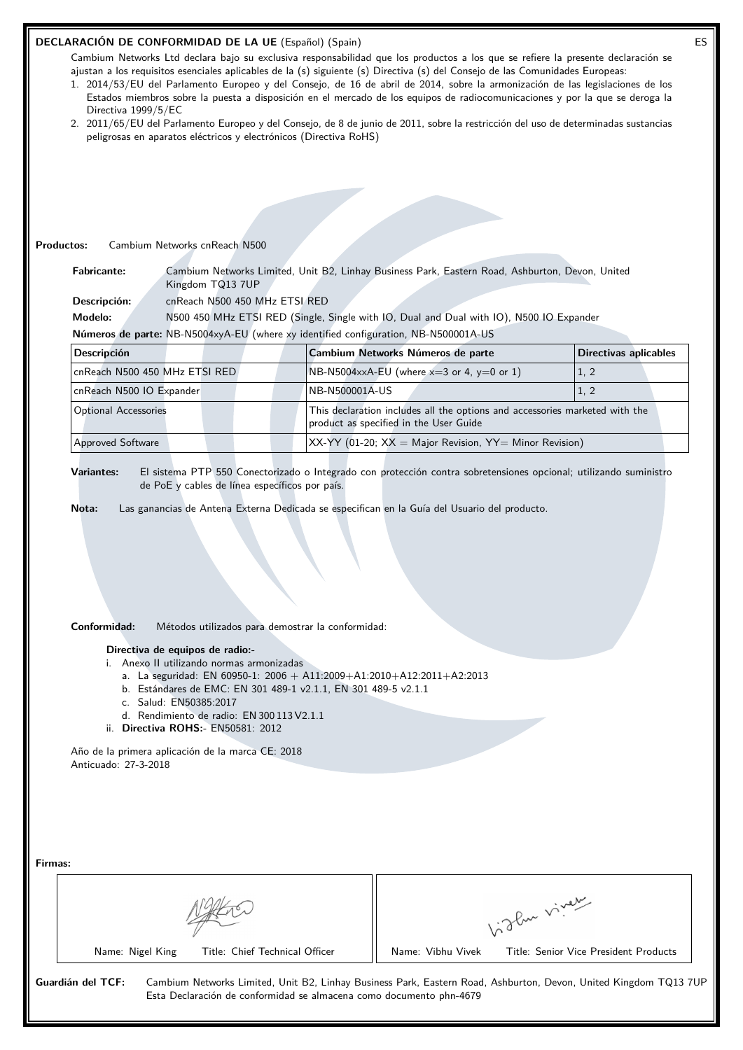**DECLARACIÓN DE CONFORMIDAD DE LA UE** (Español) (Spain) ES

Cambium Networks Ltd declara bajo su exclusiva responsabilidad que los productos a los que se refiere la presente declaración se ajustan a los requisitos esenciales aplicables de la (s) siguiente (s) Directiva (s) del Consejo de las Comunidades Europeas:

1. 2014/53/EU del Parlamento Europeo y del Consejo, de 16 de abril de 2014, sobre la armonización de las legislaciones de los Estados miembros sobre la puesta a disposición en el mercado de los equipos de radiocomunicaciones y por la que se deroga la Directiva 1999/5/EC
2. 2011/65/EU del Parlamento Europeo y del Consejo, de 8 de junio de 2011, sobre la restricción del uso de determinadas sustancias peligrosas en aparatos eléctricos y electrónicos (Directiva RoHS)

**Productos:** Cambium Networks cnReach N500

**Fabricante:** Cambium Networks Limited, Unit B2, Linhay Business Park, Eastern Road, Ashburton, Devon, United Kingdom TQ13 7UP

**Descripción:** cnReach N500 450 MHz ETSI RED

**Modelo:** N500 450 MHz ETSI RED (Single, Single with IO, Dual and Dual with IO), N500 IO Expander

**Números de parte:** NB-N5004xyA-EU (where xy identified configuration, NB-N500001A-US

| Descripción | Cambium Networks Números de parte | Directivas aplicables |
|---|---|---|
| cnReach N500 450 MHz ETSI RED | NB-N5004xxA-EU (where x=3 or 4, y=0 or 1) | 1, 2 |
| cnReach N500 IO Expander | NB-N500001A-US | 1, 2 |
| Optional Accessories | This declaration includes all the options and accessories marketed with the product as specified in the User Guide | |
| Approved Software | XX-YY (01-20; XX = Major Revision, YY= Minor Revision) | |

**Variantes:** El sistema PTP 550 Conectorizado o Integrado con protección contra sobretensiones opcional; utilizando suministro de PoE y cables de línea específicos por país.

**Nota:** Las ganancias de Antena Externa Dedicada se especifican en la Guía del Usuario del producto.

**Conformidad:** Métodos utilizados para demostrar la conformidad:

**Directiva de equipos de radio:-**

i. Anexo II utilizando normas armonizadas
   a. La seguridad: EN 60950-1: 2006 + A11:2009+A1:2010+A12:2011+A2:2013
   b. Estándares de EMC: EN 301 489-1 v2.1.1, EN 301 489-5 v2.1.1
   c. Salud: EN50385:2017
   d. Rendimiento de radio: EN 300 113 V2.1.1

ii. **Directiva ROHS:-** EN50581: 2012

Año de la primera aplicación de la marca CE: 2018
Anticuado: 27-3-2018

**Firmas:**

| Name: Nigel King Title: Chief Technical Officer | Name: Vibhu Vivek Title: Senior Vice President Products |
|---|---|

**Guardián del TCF:** Cambium Networks Limited, Unit B2, Linhay Business Park, Eastern Road, Ashburton, Devon, United Kingdom TQ13 7UP
Esta Declaración de conformidad se almacena como documento phn-4679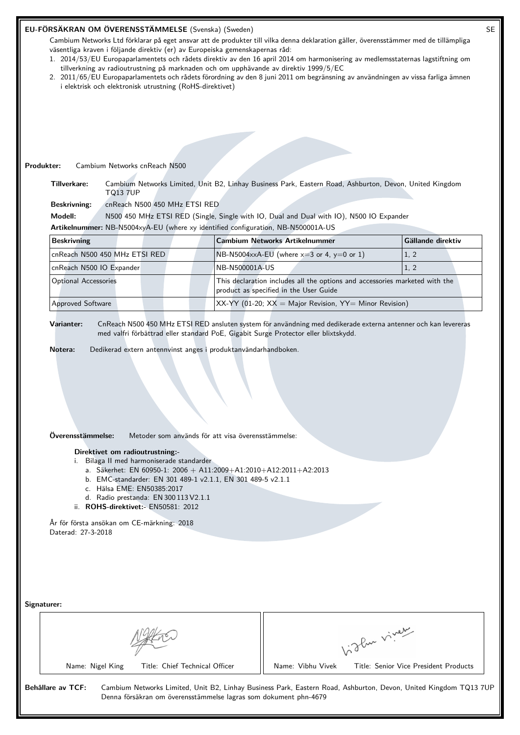# EU-FÖRSÄKRAN OM ÖVERENSSTÄMMELSE (Svenska) (Sweden)

SE

Cambium Networks Ltd förklarar på eget ansvar att de produkter till vilka denna deklaration gäller, överensstämmer med de tillämpliga väsentliga kraven i följande direktiv (er) av Europeiska gemenskapernas råd:

1. 2014/53/EU Europaparlamentets och rådets direktiv av den 16 april 2014 om harmonisering av medlemsstaternas lagstiftning om tillverkning av radioutrustning på marknaden och om upphävande av direktiv 1999/5/EC
2. 2011/65/EU Europaparlamentets och rådets förordning av den 8 juni 2011 om begränsning av användningen av vissa farliga ämnen i elektrisk och elektronisk utrustning (RoHS-direktivet)

**Produkter:** Cambium Networks cnReach N500

**Tillverkare:** Cambium Networks Limited, Unit B2, Linhay Business Park, Eastern Road, Ashburton, Devon, United Kingdom TQ13 7UP

**Beskrivning:** cnReach N500 450 MHz ETSI RED

**Modell:** N500 450 MHz ETSI RED (Single, Single with IO, Dual and Dual with IO), N500 IO Expander

**Artikelnummer:** NB-N5004xyA-EU (where xy identified configuration, NB-N500001A-US

| Beskrivning | Cambium Networks Artikelnummer | Gällande direktiv |
|---|---|---|
| cnReach N500 450 MHz ETSI RED | NB-N5004xxA-EU (where x=3 or 4, y=0 or 1) | 1, 2 |
| cnReach N500 IO Expander | NB-N500001A-US | 1, 2 |
| Optional Accessories | This declaration includes all the options and accessories marketed with the product as specified in the User Guide | |
| Approved Software | XX-YY (01-20; XX = Major Revision, YY= Minor Revision) | |

**Varianter:** CnReach N500 450 MHz ETSI RED ansluten system för användning med dedikerade externa antenner och kan levereras med valfri förbättrad eller standard PoE, Gigabit Surge Protector eller blixtskydd.

**Notera:** Dedikerad extern antennvinst anges i produktanvändarhandboken.

**Överensstämmelse:** Metoder som används för att visa överensstämmelse:

**Direktivet om radioutrustning:-**

i. Bilaga II med harmoniserade standarder
   a. Säkerhet: EN 60950-1: 2006 + A11:2009+A1:2010+A12:2011+A2:2013
   b. EMC-standarder: EN 301 489-1 v2.1.1, EN 301 489-5 v2.1.1
   c. Hälsa EME: EN50385:2017
   d. Radio prestanda: EN 300 113 V2.1.1

ii. **ROHS-direktivet:-** EN50581: 2012

År för första ansökan om CE-märkning: 2018
Daterad: 27-3-2018

**Signaturer:**

| | |
|---|---|
| Name: Nigel King Title: Chief Technical Officer | Name: Vibhu Vivek Title: Senior Vice President Products |

**Behållare av TCF:** Cambium Networks Limited, Unit B2, Linhay Business Park, Eastern Road, Ashburton, Devon, United Kingdom TQ13 7UP
Denna försäkran om överensstämmelse lagras som dokument phn-4679